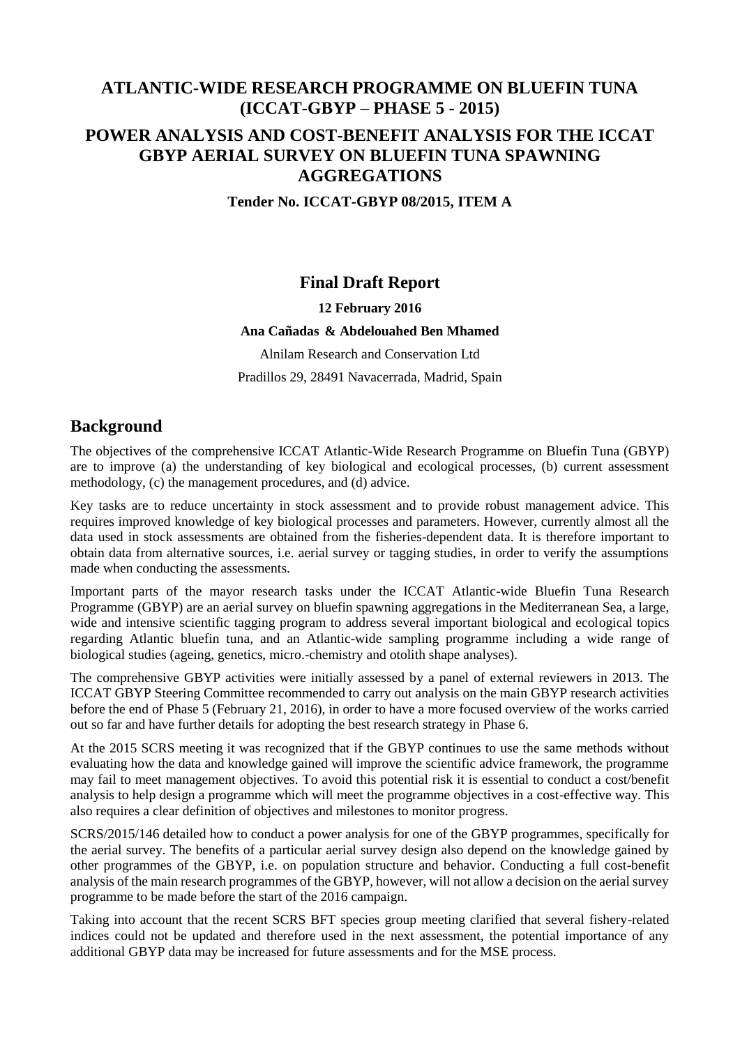# ATLANTIC-WIDE RESEARCH PROGRAMME ON BLUEFIN TUNA (ICCAT-GBYP – PHASE 5 - 2015)

# POWER ANALYSIS AND COST-BENEFIT ANALYSIS FOR THE ICCAT GBYP AERIAL SURVEY ON BLUEFIN TUNA SPAWNING AGGREGATIONS

**Tender No. ICCAT-GBYP 08/2015, ITEM A**

## Final Draft Report

**12 February 2016**

**Ana Cañadas & Abdelouahed Ben Mhamed**

Alnilam Research and Conservation Ltd

Pradillos 29, 28491 Navacerrada, Madrid, Spain

## Background

The objectives of the comprehensive ICCAT Atlantic-Wide Research Programme on Bluefin Tuna (GBYP) are to improve (a) the understanding of key biological and ecological processes, (b) current assessment methodology, (c) the management procedures, and (d) advice.

Key tasks are to reduce uncertainty in stock assessment and to provide robust management advice. This requires improved knowledge of key biological processes and parameters. However, currently almost all the data used in stock assessments are obtained from the fisheries-dependent data. It is therefore important to obtain data from alternative sources, i.e. aerial survey or tagging studies, in order to verify the assumptions made when conducting the assessments.

Important parts of the mayor research tasks under the ICCAT Atlantic-wide Bluefin Tuna Research Programme (GBYP) are an aerial survey on bluefin spawning aggregations in the Mediterranean Sea, a large, wide and intensive scientific tagging program to address several important biological and ecological topics regarding Atlantic bluefin tuna, and an Atlantic-wide sampling programme including a wide range of biological studies (ageing, genetics, micro.-chemistry and otolith shape analyses).

The comprehensive GBYP activities were initially assessed by a panel of external reviewers in 2013. The ICCAT GBYP Steering Committee recommended to carry out analysis on the main GBYP research activities before the end of Phase 5 (February 21, 2016), in order to have a more focused overview of the works carried out so far and have further details for adopting the best research strategy in Phase 6.

At the 2015 SCRS meeting it was recognized that if the GBYP continues to use the same methods without evaluating how the data and knowledge gained will improve the scientific advice framework, the programme may fail to meet management objectives. To avoid this potential risk it is essential to conduct a cost/benefit analysis to help design a programme which will meet the programme objectives in a cost-effective way. This also requires a clear definition of objectives and milestones to monitor progress.

SCRS/2015/146 detailed how to conduct a power analysis for one of the GBYP programmes, specifically for the aerial survey. The benefits of a particular aerial survey design also depend on the knowledge gained by other programmes of the GBYP, i.e. on population structure and behavior. Conducting a full cost-benefit analysis of the main research programmes of the GBYP, however, will not allow a decision on the aerial survey programme to be made before the start of the 2016 campaign.

Taking into account that the recent SCRS BFT species group meeting clarified that several fishery-related indices could not be updated and therefore used in the next assessment, the potential importance of any additional GBYP data may be increased for future assessments and for the MSE process.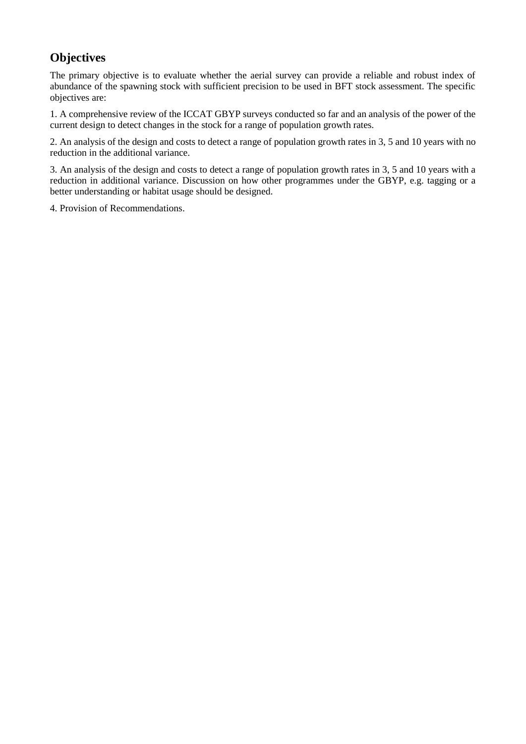## Objectives

The primary objective is to evaluate whether the aerial survey can provide a reliable and robust index of abundance of the spawning stock with sufficient precision to be used in BFT stock assessment. The specific objectives are:

1. A comprehensive review of the ICCAT GBYP surveys conducted so far and an analysis of the power of the current design to detect changes in the stock for a range of population growth rates.

2. An analysis of the design and costs to detect a range of population growth rates in 3, 5 and 10 years with no reduction in the additional variance.

3. An analysis of the design and costs to detect a range of population growth rates in 3, 5 and 10 years with a reduction in additional variance. Discussion on how other programmes under the GBYP, e.g. tagging or a better understanding or habitat usage should be designed.

4. Provision of Recommendations.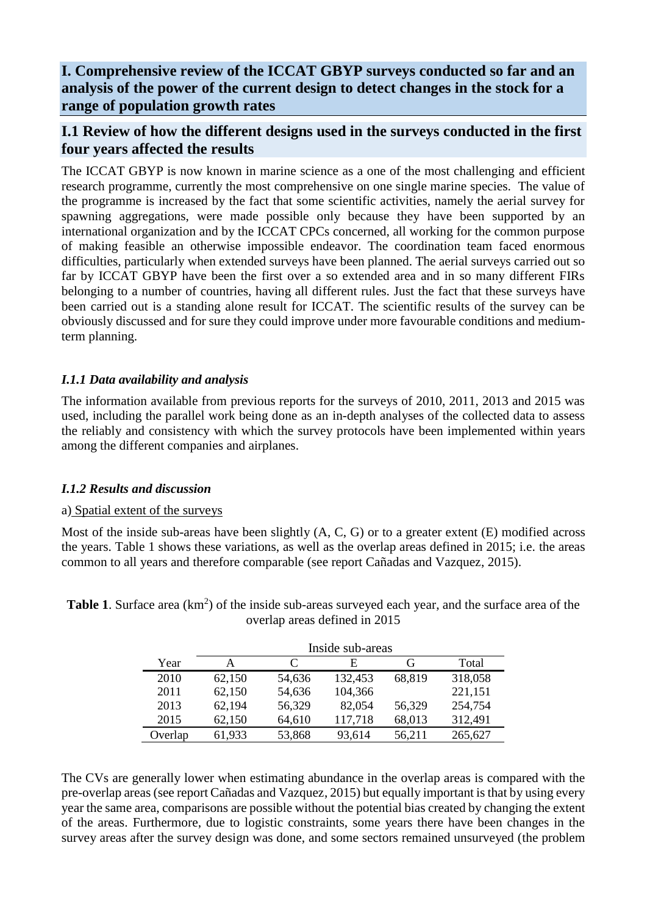# I. Comprehensive review of the ICCAT GBYP surveys conducted so far and an analysis of the power of the current design to detect changes in the stock for a range of population growth rates

## I.1 Review of how the different designs used in the surveys conducted in the first four years affected the results

The ICCAT GBYP is now known in marine science as a one of the most challenging and efficient research programme, currently the most comprehensive on one single marine species. The value of the programme is increased by the fact that some scientific activities, namely the aerial survey for spawning aggregations, were made possible only because they have been supported by an international organization and by the ICCAT CPCs concerned, all working for the common purpose of making feasible an otherwise impossible endeavor. The coordination team faced enormous difficulties, particularly when extended surveys have been planned. The aerial surveys carried out so far by ICCAT GBYP have been the first over a so extended area and in so many different FIRs belonging to a number of countries, having all different rules. Just the fact that these surveys have been carried out is a standing alone result for ICCAT. The scientific results of the survey can be obviously discussed and for sure they could improve under more favourable conditions and medium-term planning.

### *I.1.1 Data availability and analysis*

The information available from previous reports for the surveys of 2010, 2011, 2013 and 2015 was used, including the parallel work being done as an in-depth analyses of the collected data to assess the reliably and consistency with which the survey protocols have been implemented within years among the different companies and airplanes.

### *I.1.2 Results and discussion*

a) Spatial extent of the surveys

Most of the inside sub-areas have been slightly (A, C, G) or to a greater extent (E) modified across the years. Table 1 shows these variations, as well as the overlap areas defined in 2015; i.e. the areas common to all years and therefore comparable (see report Cañadas and Vazquez, 2015).

**Table 1**. Surface area (km$^2$) of the inside sub-areas surveyed each year, and the surface area of the overlap areas defined in 2015

| | Inside sub-areas | | | | |
|---|---|---|---|---|---|
| Year | A | C | E | G | Total |
| 2010 | 62,150 | 54,636 | 132,453 | 68,819 | 318,058 |
| 2011 | 62,150 | 54,636 | 104,366 | | 221,151 |
| 2013 | 62,194 | 56,329 | 82,054 | 56,329 | 254,754 |
| 2015 | 62,150 | 64,610 | 117,718 | 68,013 | 312,491 |
| Overlap | 61,933 | 53,868 | 93,614 | 56,211 | 265,627 |

The CVs are generally lower when estimating abundance in the overlap areas is compared with the pre-overlap areas (see report Cañadas and Vazquez, 2015) but equally important is that by using every year the same area, comparisons are possible without the potential bias created by changing the extent of the areas. Furthermore, due to logistic constraints, some years there have been changes in the survey areas after the survey design was done, and some sectors remained unsurveyed (the problem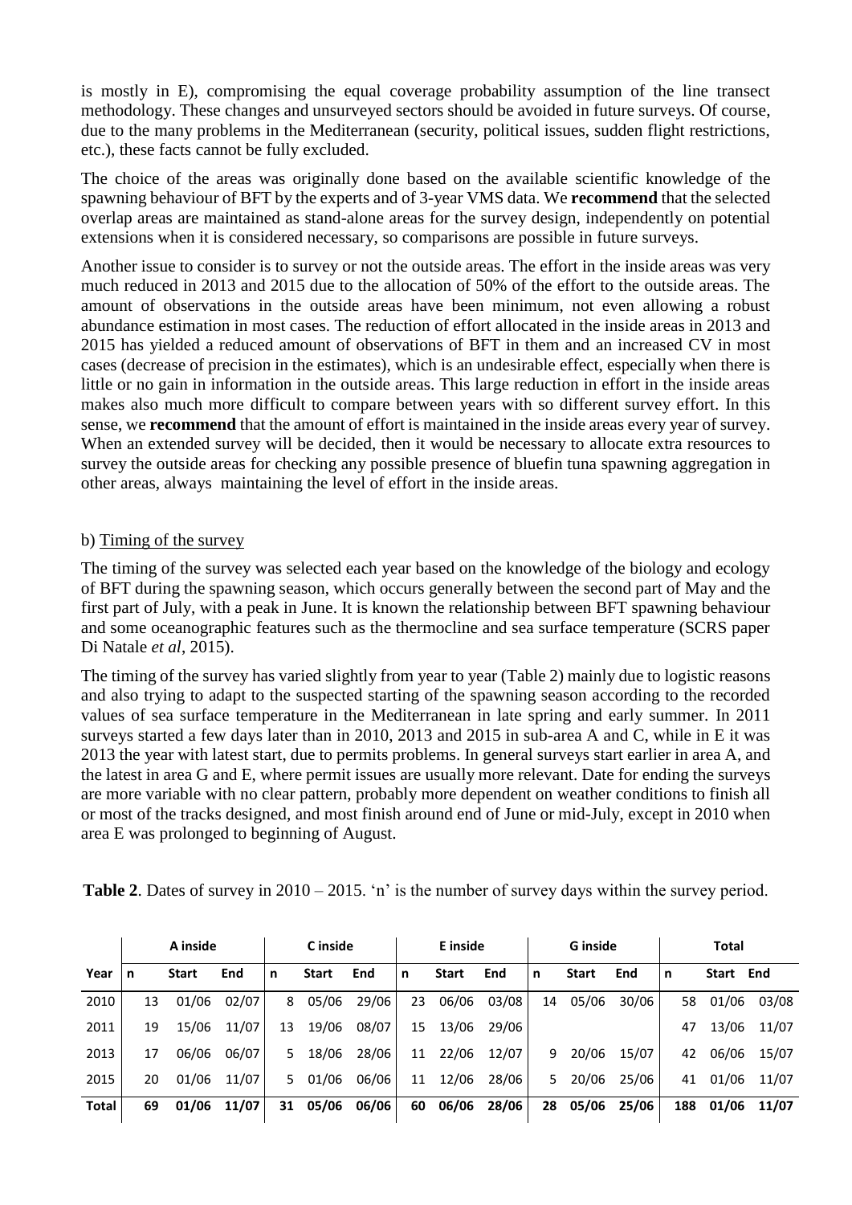is mostly in E), compromising the equal coverage probability assumption of the line transect methodology. These changes and unsurveyed sectors should be avoided in future surveys. Of course, due to the many problems in the Mediterranean (security, political issues, sudden flight restrictions, etc.), these facts cannot be fully excluded.

The choice of the areas was originally done based on the available scientific knowledge of the spawning behaviour of BFT by the experts and of 3-year VMS data. We **recommend** that the selected overlap areas are maintained as stand-alone areas for the survey design, independently on potential extensions when it is considered necessary, so comparisons are possible in future surveys.

Another issue to consider is to survey or not the outside areas. The effort in the inside areas was very much reduced in 2013 and 2015 due to the allocation of 50% of the effort to the outside areas. The amount of observations in the outside areas have been minimum, not even allowing a robust abundance estimation in most cases. The reduction of effort allocated in the inside areas in 2013 and 2015 has yielded a reduced amount of observations of BFT in them and an increased CV in most cases (decrease of precision in the estimates), which is an undesirable effect, especially when there is little or no gain in information in the outside areas. This large reduction in effort in the inside areas makes also much more difficult to compare between years with so different survey effort. In this sense, we **recommend** that the amount of effort is maintained in the inside areas every year of survey. When an extended survey will be decided, then it would be necessary to allocate extra resources to survey the outside areas for checking any possible presence of bluefin tuna spawning aggregation in other areas, always maintaining the level of effort in the inside areas.

b) Timing of the survey

The timing of the survey was selected each year based on the knowledge of the biology and ecology of BFT during the spawning season, which occurs generally between the second part of May and the first part of July, with a peak in June. It is known the relationship between BFT spawning behaviour and some oceanographic features such as the thermocline and sea surface temperature (SCRS paper Di Natale *et al*, 2015).

The timing of the survey has varied slightly from year to year (Table 2) mainly due to logistic reasons and also trying to adapt to the suspected starting of the spawning season according to the recorded values of sea surface temperature in the Mediterranean in late spring and early summer. In 2011 surveys started a few days later than in 2010, 2013 and 2015 in sub-area A and C, while in E it was 2013 the year with latest start, due to permits problems. In general surveys start earlier in area A, and the latest in area G and E, where permit issues are usually more relevant. Date for ending the surveys are more variable with no clear pattern, probably more dependent on weather conditions to finish all or most of the tracks designed, and most finish around end of June or mid-July, except in 2010 when area E was prolonged to beginning of August.

**Table 2**. Dates of survey in 2010 – 2015. 'n' is the number of survey days within the survey period.

| | A inside | | | C inside | | | E inside | | | G inside | | | Total | | |
|---|---|---|---|---|---|---|---|---|---|---|---|---|---|---|---|
| **Year** | **n** | **Start** | **End** | **n** | **Start** | **End** | **n** | **Start** | **End** | **n** | **Start** | **End** | **n** | **Start** | **End** |
| 2010 | 13 | 01/06 | 02/07 | 8 | 05/06 | 29/06 | 23 | 06/06 | 03/08 | 14 | 05/06 | 30/06 | 58 | 01/06 | 03/08 |
| 2011 | 19 | 15/06 | 11/07 | 13 | 19/06 | 08/07 | 15 | 13/06 | 29/06 | | | | 47 | 13/06 | 11/07 |
| 2013 | 17 | 06/06 | 06/07 | 5 | 18/06 | 28/06 | 11 | 22/06 | 12/07 | 9 | 20/06 | 15/07 | 42 | 06/06 | 15/07 |
| 2015 | 20 | 01/06 | 11/07 | 5 | 01/06 | 06/06 | 11 | 12/06 | 28/06 | 5 | 20/06 | 25/06 | 41 | 01/06 | 11/07 |
| **Total** | **69** | **01/06** | **11/07** | **31** | **05/06** | **06/06** | **60** | **06/06** | **28/06** | **28** | **05/06** | **25/06** | **188** | **01/06** | **11/07** |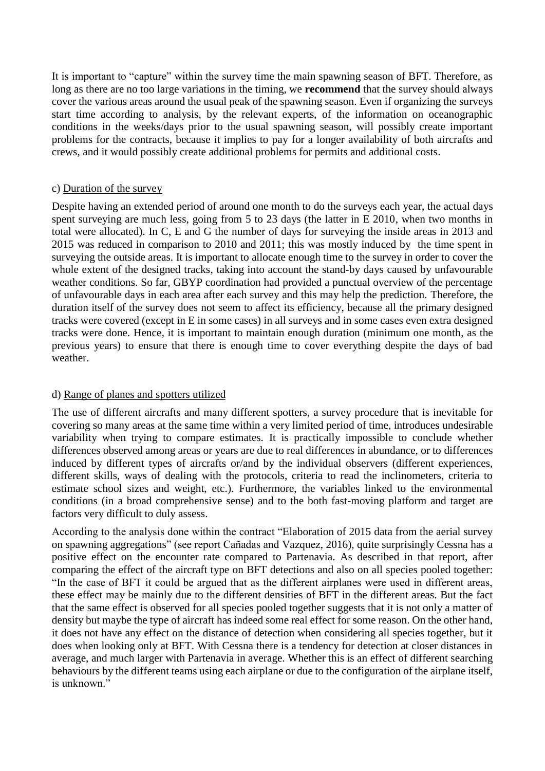It is important to “capture” within the survey time the main spawning season of BFT. Therefore, as long as there are no too large variations in the timing, we **recommend** that the survey should always cover the various areas around the usual peak of the spawning season. Even if organizing the surveys start time according to analysis, by the relevant experts, of the information on oceanographic conditions in the weeks/days prior to the usual spawning season, will possibly create important problems for the contracts, because it implies to pay for a longer availability of both aircrafts and crews, and it would possibly create additional problems for permits and additional costs.

c) Duration of the survey

Despite having an extended period of around one month to do the surveys each year, the actual days spent surveying are much less, going from 5 to 23 days (the latter in E 2010, when two months in total were allocated). In C, E and G the number of days for surveying the inside areas in 2013 and 2015 was reduced in comparison to 2010 and 2011; this was mostly induced by the time spent in surveying the outside areas. It is important to allocate enough time to the survey in order to cover the whole extent of the designed tracks, taking into account the stand-by days caused by unfavourable weather conditions. So far, GBYP coordination had provided a punctual overview of the percentage of unfavourable days in each area after each survey and this may help the prediction. Therefore, the duration itself of the survey does not seem to affect its efficiency, because all the primary designed tracks were covered (except in E in some cases) in all surveys and in some cases even extra designed tracks were done. Hence, it is important to maintain enough duration (minimum one month, as the previous years) to ensure that there is enough time to cover everything despite the days of bad weather.

d) Range of planes and spotters utilized

The use of different aircrafts and many different spotters, a survey procedure that is inevitable for covering so many areas at the same time within a very limited period of time, introduces undesirable variability when trying to compare estimates. It is practically impossible to conclude whether differences observed among areas or years are due to real differences in abundance, or to differences induced by different types of aircrafts or/and by the individual observers (different experiences, different skills, ways of dealing with the protocols, criteria to read the inclinometers, criteria to estimate school sizes and weight, etc.). Furthermore, the variables linked to the environmental conditions (in a broad comprehensive sense) and to the both fast-moving platform and target are factors very difficult to duly assess.

According to the analysis done within the contract “Elaboration of 2015 data from the aerial survey on spawning aggregations” (see report Cañadas and Vazquez, 2016), quite surprisingly Cessna has a positive effect on the encounter rate compared to Partenavia. As described in that report, after comparing the effect of the aircraft type on BFT detections and also on all species pooled together: “In the case of BFT it could be argued that as the different airplanes were used in different areas, these effect may be mainly due to the different densities of BFT in the different areas. But the fact that the same effect is observed for all species pooled together suggests that it is not only a matter of density but maybe the type of aircraft has indeed some real effect for some reason. On the other hand, it does not have any effect on the distance of detection when considering all species together, but it does when looking only at BFT. With Cessna there is a tendency for detection at closer distances in average, and much larger with Partenavia in average. Whether this is an effect of different searching behaviours by the different teams using each airplane or due to the configuration of the airplane itself, is unknown.”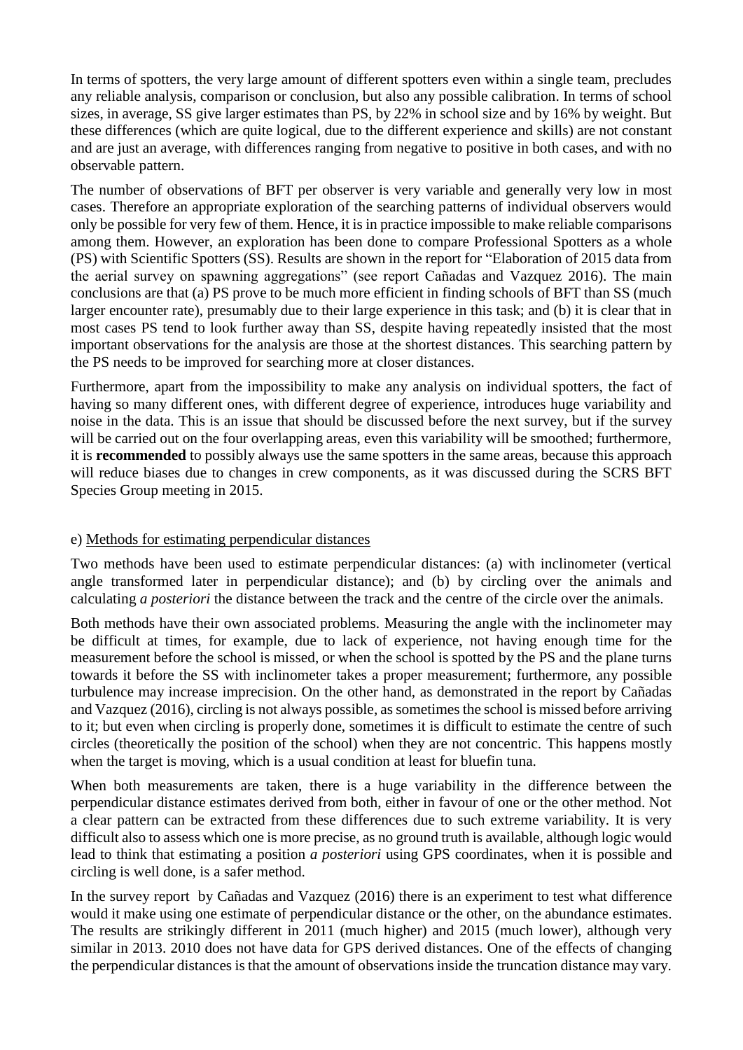In terms of spotters, the very large amount of different spotters even within a single team, precludes any reliable analysis, comparison or conclusion, but also any possible calibration. In terms of school sizes, in average, SS give larger estimates than PS, by 22% in school size and by 16% by weight. But these differences (which are quite logical, due to the different experience and skills) are not constant and are just an average, with differences ranging from negative to positive in both cases, and with no observable pattern.

The number of observations of BFT per observer is very variable and generally very low in most cases. Therefore an appropriate exploration of the searching patterns of individual observers would only be possible for very few of them. Hence, it is in practice impossible to make reliable comparisons among them. However, an exploration has been done to compare Professional Spotters as a whole (PS) with Scientific Spotters (SS). Results are shown in the report for "Elaboration of 2015 data from the aerial survey on spawning aggregations" (see report Cañadas and Vazquez 2016). The main conclusions are that (a) PS prove to be much more efficient in finding schools of BFT than SS (much larger encounter rate), presumably due to their large experience in this task; and (b) it is clear that in most cases PS tend to look further away than SS, despite having repeatedly insisted that the most important observations for the analysis are those at the shortest distances. This searching pattern by the PS needs to be improved for searching more at closer distances.

Furthermore, apart from the impossibility to make any analysis on individual spotters, the fact of having so many different ones, with different degree of experience, introduces huge variability and noise in the data. This is an issue that should be discussed before the next survey, but if the survey will be carried out on the four overlapping areas, even this variability will be smoothed; furthermore, it is **recommended** to possibly always use the same spotters in the same areas, because this approach will reduce biases due to changes in crew components, as it was discussed during the SCRS BFT Species Group meeting in 2015.

e) Methods for estimating perpendicular distances

Two methods have been used to estimate perpendicular distances: (a) with inclinometer (vertical angle transformed later in perpendicular distance); and (b) by circling over the animals and calculating *a posteriori* the distance between the track and the centre of the circle over the animals.

Both methods have their own associated problems. Measuring the angle with the inclinometer may be difficult at times, for example, due to lack of experience, not having enough time for the measurement before the school is missed, or when the school is spotted by the PS and the plane turns towards it before the SS with inclinometer takes a proper measurement; furthermore, any possible turbulence may increase imprecision. On the other hand, as demonstrated in the report by Cañadas and Vazquez (2016), circling is not always possible, as sometimes the school is missed before arriving to it; but even when circling is properly done, sometimes it is difficult to estimate the centre of such circles (theoretically the position of the school) when they are not concentric. This happens mostly when the target is moving, which is a usual condition at least for bluefin tuna.

When both measurements are taken, there is a huge variability in the difference between the perpendicular distance estimates derived from both, either in favour of one or the other method. Not a clear pattern can be extracted from these differences due to such extreme variability. It is very difficult also to assess which one is more precise, as no ground truth is available, although logic would lead to think that estimating a position *a posteriori* using GPS coordinates, when it is possible and circling is well done, is a safer method.

In the survey report by Cañadas and Vazquez (2016) there is an experiment to test what difference would it make using one estimate of perpendicular distance or the other, on the abundance estimates. The results are strikingly different in 2011 (much higher) and 2015 (much lower), although very similar in 2013. 2010 does not have data for GPS derived distances. One of the effects of changing the perpendicular distances is that the amount of observations inside the truncation distance may vary.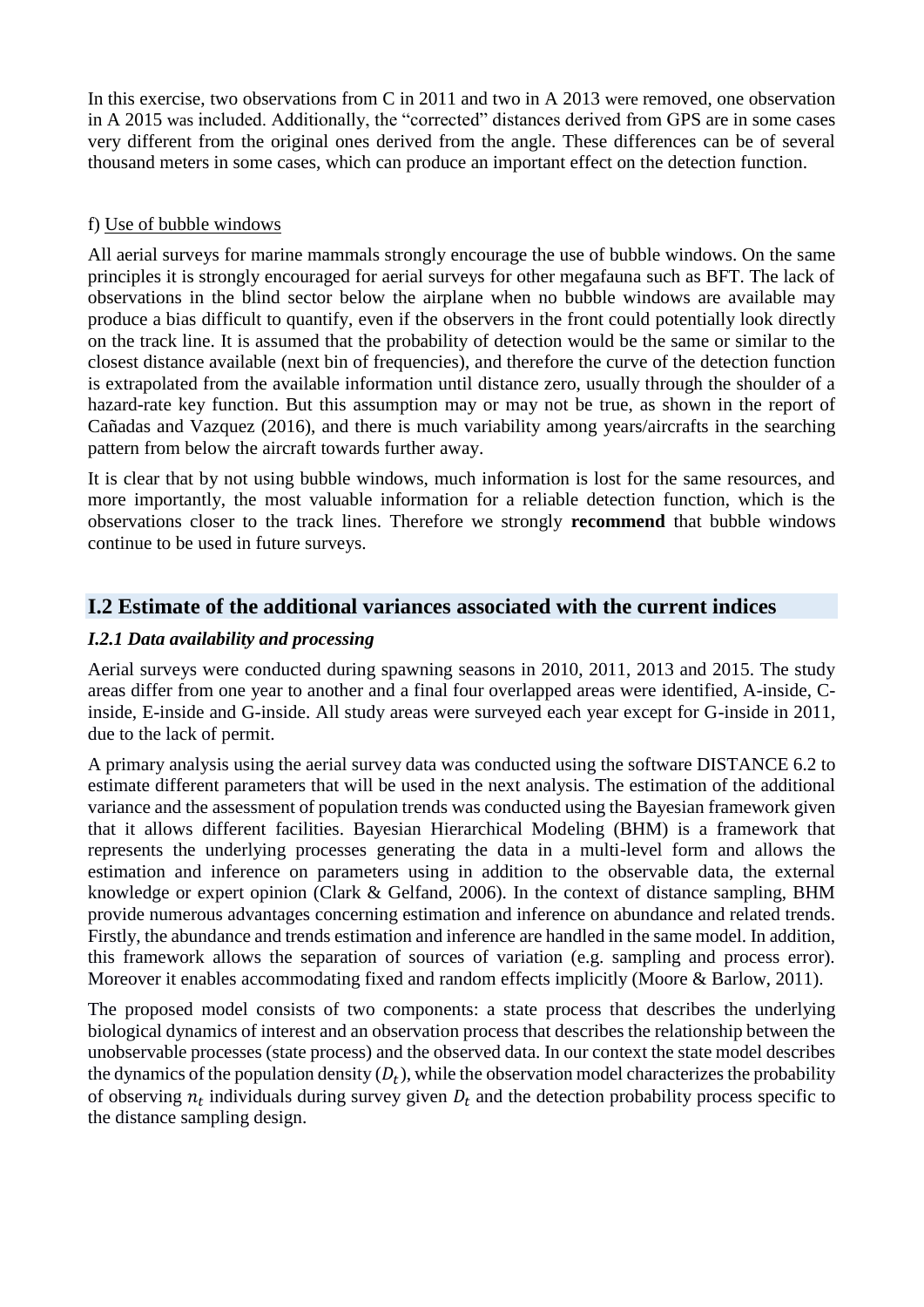In this exercise, two observations from C in 2011 and two in A 2013 were removed, one observation in A 2015 was included. Additionally, the "corrected" distances derived from GPS are in some cases very different from the original ones derived from the angle. These differences can be of several thousand meters in some cases, which can produce an important effect on the detection function.

f) Use of bubble windows

All aerial surveys for marine mammals strongly encourage the use of bubble windows. On the same principles it is strongly encouraged for aerial surveys for other megafauna such as BFT. The lack of observations in the blind sector below the airplane when no bubble windows are available may produce a bias difficult to quantify, even if the observers in the front could potentially look directly on the track line. It is assumed that the probability of detection would be the same or similar to the closest distance available (next bin of frequencies), and therefore the curve of the detection function is extrapolated from the available information until distance zero, usually through the shoulder of a hazard-rate key function. But this assumption may or may not be true, as shown in the report of Cañadas and Vazquez (2016), and there is much variability among years/aircrafts in the searching pattern from below the aircraft towards further away.

It is clear that by not using bubble windows, much information is lost for the same resources, and more importantly, the most valuable information for a reliable detection function, which is the observations closer to the track lines. Therefore we strongly **recommend** that bubble windows continue to be used in future surveys.

## I.2 Estimate of the additional variances associated with the current indices

### *I.2.1 Data availability and processing*

Aerial surveys were conducted during spawning seasons in 2010, 2011, 2013 and 2015. The study areas differ from one year to another and a final four overlapped areas were identified, A-inside, C-inside, E-inside and G-inside. All study areas were surveyed each year except for G-inside in 2011, due to the lack of permit.

A primary analysis using the aerial survey data was conducted using the software DISTANCE 6.2 to estimate different parameters that will be used in the next analysis. The estimation of the additional variance and the assessment of population trends was conducted using the Bayesian framework given that it allows different facilities. Bayesian Hierarchical Modeling (BHM) is a framework that represents the underlying processes generating the data in a multi-level form and allows the estimation and inference on parameters using in addition to the observable data, the external knowledge or expert opinion (Clark & Gelfand, 2006). In the context of distance sampling, BHM provide numerous advantages concerning estimation and inference on abundance and related trends. Firstly, the abundance and trends estimation and inference are handled in the same model. In addition, this framework allows the separation of sources of variation (e.g. sampling and process error). Moreover it enables accommodating fixed and random effects implicitly (Moore & Barlow, 2011).

The proposed model consists of two components: a state process that describes the underlying biological dynamics of interest and an observation process that describes the relationship between the unobservable processes (state process) and the observed data. In our context the state model describes the dynamics of the population density ($D_t$), while the observation model characterizes the probability of observing $n_t$ individuals during survey given $D_t$ and the detection probability process specific to the distance sampling design.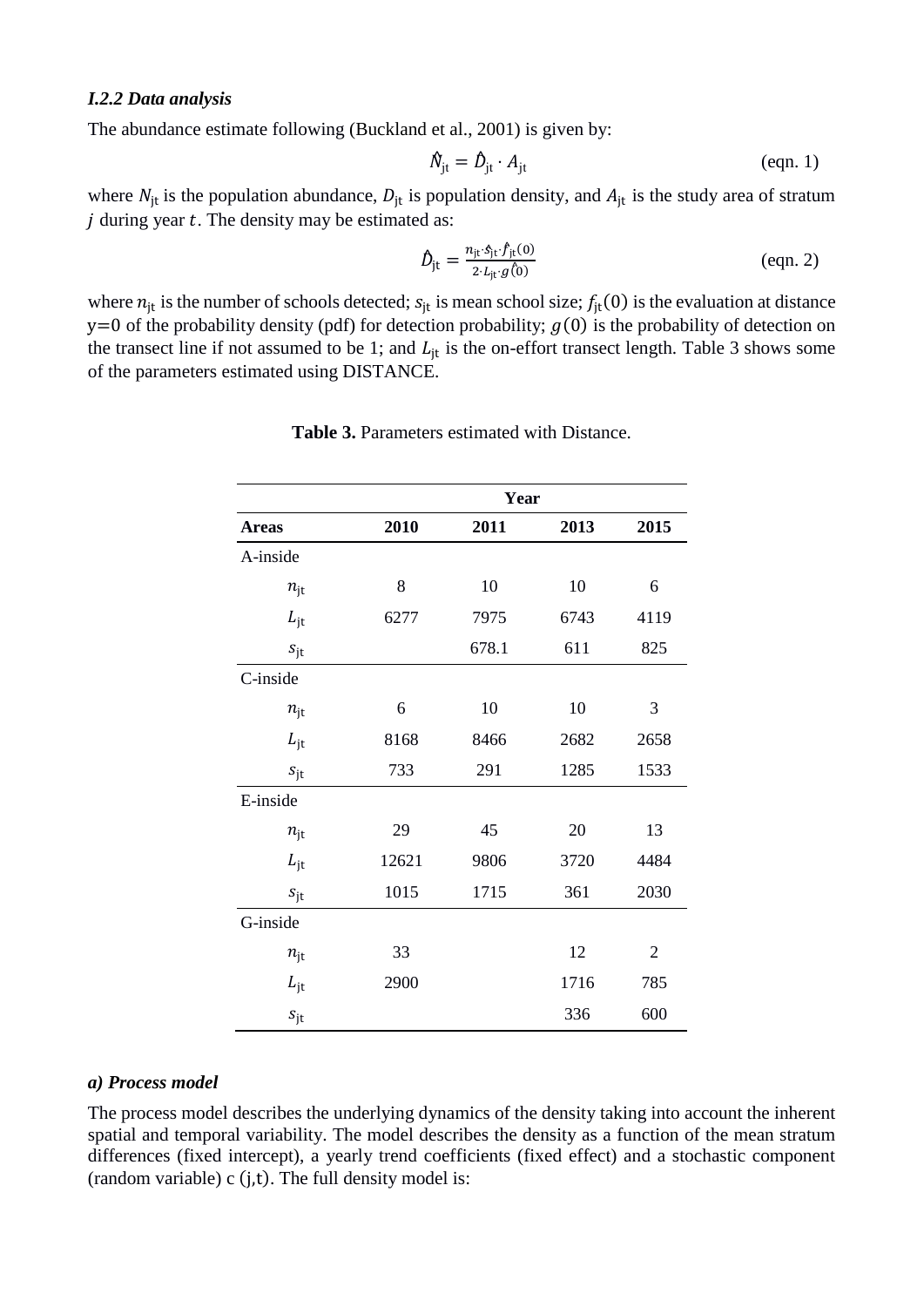### *I.2.2 Data analysis*

The abundance estimate following (Buckland et al., 2001) is given by:

$$\hat{N}_{\text{jt}} = \hat{D}_{\text{jt}} \cdot A_{\text{jt}} \qquad \text{(eqn. 1)}$$

where $N_{\text{jt}}$ is the population abundance, $D_{\text{jt}}$ is population density, and $A_{\text{jt}}$ is the study area of stratum $j$ during year $t$. The density may be estimated as:

$$\hat{D}_{\text{jt}} = \frac{n_{\text{jt}} \cdot \hat{s}_{\text{jt}} \cdot \hat{f}_{\text{jt}}(0)}{2 \cdot L_{\text{jt}} \cdot \hat{g(0)}} \qquad \text{(eqn. 2)}$$

where $n_{\text{jt}}$ is the number of schools detected; $s_{\text{jt}}$ is mean school size; $f_{\text{jt}}(0)$ is the evaluation at distance y=0 of the probability density (pdf) for detection probability; $g(0)$ is the probability of detection on the transect line if not assumed to be 1; and $L_{\text{jt}}$ is the on-effort transect length. Table 3 shows some of the parameters estimated using DISTANCE.

**Table 3.** Parameters estimated with Distance.

| | Year | | | |
|---|---|---|---|---|
| **Areas** | **2010** | **2011** | **2013** | **2015** |
| A-inside | | | | |
| $n_{\text{jt}}$ | 8 | 10 | 10 | 6 |
| $L_{\text{jt}}$ | 6277 | 7975 | 6743 | 4119 |
| $s_{\text{jt}}$ | | 678.1 | 611 | 825 |
| C-inside | | | | |
| $n_{\text{jt}}$ | 6 | 10 | 10 | 3 |
| $L_{\text{jt}}$ | 8168 | 8466 | 2682 | 2658 |
| $s_{\text{jt}}$ | 733 | 291 | 1285 | 1533 |
| E-inside | | | | |
| $n_{\text{jt}}$ | 29 | 45 | 20 | 13 |
| $L_{\text{jt}}$ | 12621 | 9806 | 3720 | 4484 |
| $s_{\text{jt}}$ | 1015 | 1715 | 361 | 2030 |
| G-inside | | | | |
| $n_{\text{jt}}$ | 33 | | 12 | 2 |
| $L_{\text{jt}}$ | 2900 | | 1716 | 785 |
| $s_{\text{jt}}$ | | | 336 | 600 |

#### *a) Process model*

The process model describes the underlying dynamics of the density taking into account the inherent spatial and temporal variability. The model describes the density as a function of the mean stratum differences (fixed intercept), a yearly trend coefficients (fixed effect) and a stochastic component (random variable) c (j,t). The full density model is: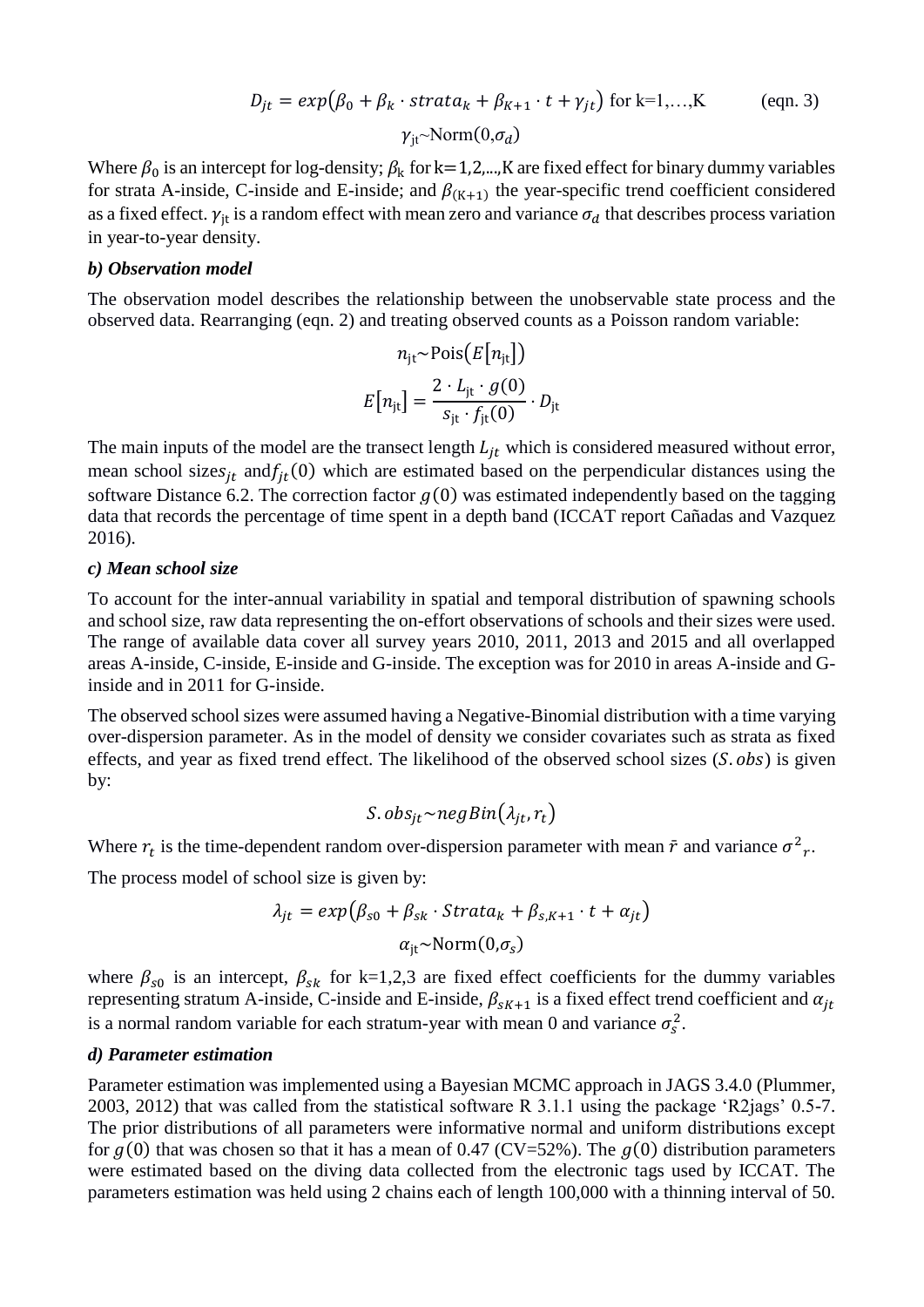$$D_{jt} = exp\left(\beta_0 + \beta_k \cdot strata_k + \beta_{K+1} \cdot t + \gamma_{jt}\right) \text{ for k=1,…,K} \qquad \text{(eqn. 3)}$$

$$\gamma_{jt} \sim \text{Norm}(0,\sigma_d)$$

Where $\beta_0$ is an intercept for log-density; $\beta_k$ for k=1,2,...,K are fixed effect for binary dummy variables for strata A-inside, C-inside and E-inside; and $\beta_{(K+1)}$ the year-specific trend coefficient considered as a fixed effect. $\gamma_{jt}$ is a random effect with mean zero and variance $\sigma_d$ that describes process variation in year-to-year density.

***b) Observation model***

The observation model describes the relationship between the unobservable state process and the observed data. Rearranging (eqn. 2) and treating observed counts as a Poisson random variable:

$$n_{jt} \sim \text{Pois}\left(E\left[n_{jt}\right]\right)$$

$$E\left[n_{jt}\right] = \frac{2 \cdot L_{jt} \cdot g(0)}{s_{jt} \cdot f_{jt}(0)} \cdot D_{jt}$$

The main inputs of the model are the transect length $L_{jt}$ which is considered measured without error, mean school size $s_{jt}$ and $f_{jt}(0)$ which are estimated based on the perpendicular distances using the software Distance 6.2. The correction factor $g(0)$ was estimated independently based on the tagging data that records the percentage of time spent in a depth band (ICCAT report Cañadas and Vazquez 2016).

***c) Mean school size***

To account for the inter-annual variability in spatial and temporal distribution of spawning schools and school size, raw data representing the on-effort observations of schools and their sizes were used. The range of available data cover all survey years 2010, 2011, 2013 and 2015 and all overlapped areas A-inside, C-inside, E-inside and G-inside. The exception was for 2010 in areas A-inside and G-inside and in 2011 for G-inside.

The observed school sizes were assumed having a Negative-Binomial distribution with a time varying over-dispersion parameter. As in the model of density we consider covariates such as strata as fixed effects, and year as fixed trend effect. The likelihood of the observed school sizes ($S.obs$) is given by:

$$S.obs_{jt} \sim negBin\left(\lambda_{jt}, r_t\right)$$

Where $r_t$ is the time-dependent random over-dispersion parameter with mean $\bar{r}$ and variance $\sigma^2{}_r$.

The process model of school size is given by:

$$\lambda_{jt} = exp\left(\beta_{s0} + \beta_{sk} \cdot Strata_k + \beta_{s,K+1} \cdot t + \alpha_{jt}\right)$$

$$\alpha_{jt} \sim \text{Norm}(0,\sigma_s)$$

where $\beta_{s0}$ is an intercept, $\beta_{sk}$ for k=1,2,3 are fixed effect coefficients for the dummy variables representing stratum A-inside, C-inside and E-inside, $\beta_{sK+1}$ is a fixed effect trend coefficient and $\alpha_{jt}$ is a normal random variable for each stratum-year with mean 0 and variance $\sigma_s^2$.

***d) Parameter estimation***

Parameter estimation was implemented using a Bayesian MCMC approach in JAGS 3.4.0 (Plummer, 2003, 2012) that was called from the statistical software R 3.1.1 using the package 'R2jags' 0.5-7. The prior distributions of all parameters were informative normal and uniform distributions except for $g(0)$ that was chosen so that it has a mean of 0.47 (CV=52%). The $g(0)$ distribution parameters were estimated based on the diving data collected from the electronic tags used by ICCAT. The parameters estimation was held using 2 chains each of length 100,000 with a thinning interval of 50.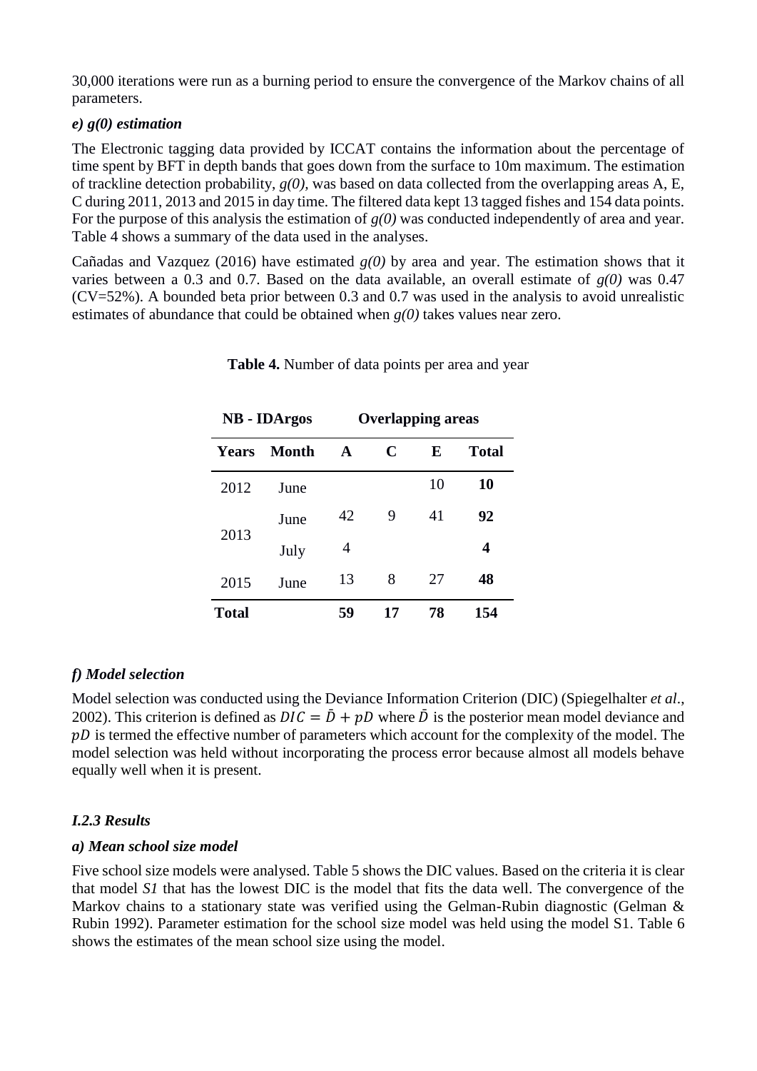30,000 iterations were run as a burning period to ensure the convergence of the Markov chains of all parameters.

***e) g(0) estimation***

The Electronic tagging data provided by ICCAT contains the information about the percentage of time spent by BFT in depth bands that goes down from the surface to 10m maximum. The estimation of trackline detection probability, *g(0)*, was based on data collected from the overlapping areas A, E, C during 2011, 2013 and 2015 in day time. The filtered data kept 13 tagged fishes and 154 data points. For the purpose of this analysis the estimation of *g(0)* was conducted independently of area and year. Table 4 shows a summary of the data used in the analyses.

Cañadas and Vazquez (2016) have estimated *g(0)* by area and year. The estimation shows that it varies between a 0.3 and 0.7. Based on the data available, an overall estimate of *g(0)* was 0.47 (CV=52%). A bounded beta prior between 0.3 and 0.7 was used in the analysis to avoid unrealistic estimates of abundance that could be obtained when *g(0)* takes values near zero.

**Table 4.** Number of data points per area and year

| **NB - IDArgos** | | **Overlapping areas** | | | |
|---|---|---|---|---|---|
| **Years** | **Month** | **A** | **C** | **E** | **Total** |
| 2012 | June | | | 10 | **10** |
| 2013 | June | 42 | 9 | 41 | **92** |
| | July | 4 | | | **4** |
| 2015 | June | 13 | 8 | 27 | **48** |
| **Total** | | **59** | **17** | **78** | **154** |

***f) Model selection***

Model selection was conducted using the Deviance Information Criterion (DIC) (Spiegelhalter *et al*., 2002). This criterion is defined as $DIC = \bar{D} + pD$ where $\bar{D}$ is the posterior mean model deviance and $pD$ is termed the effective number of parameters which account for the complexity of the model. The model selection was held without incorporating the process error because almost all models behave equally well when it is present.

### *I.2.3 Results*

***a) Mean school size model***

Five school size models were analysed. Table 5 shows the DIC values. Based on the criteria it is clear that model *S1* that has the lowest DIC is the model that fits the data well. The convergence of the Markov chains to a stationary state was verified using the Gelman-Rubin diagnostic (Gelman & Rubin 1992). Parameter estimation for the school size model was held using the model S1. Table 6 shows the estimates of the mean school size using the model.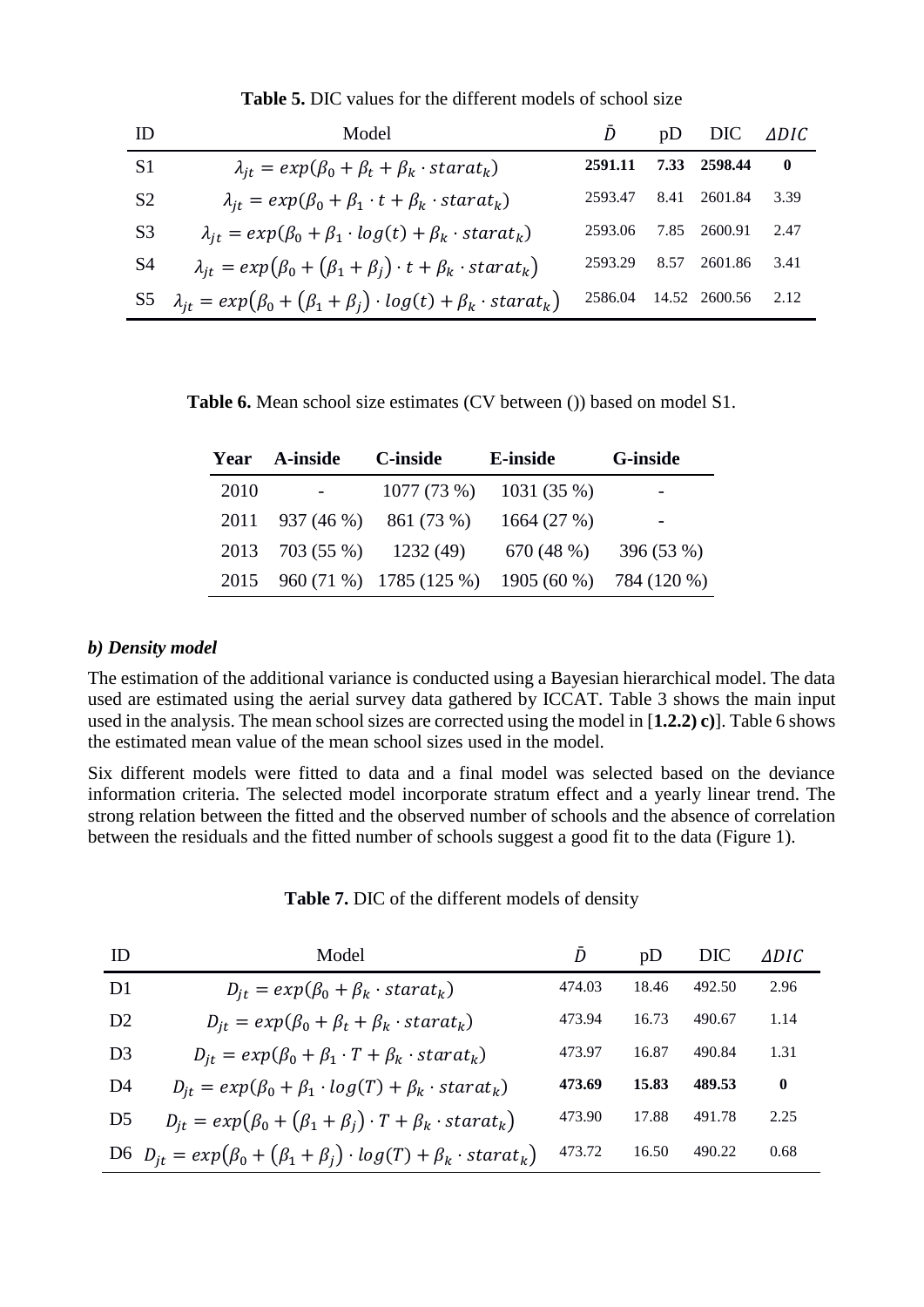**Table 5.** DIC values for the different models of school size

| ID | Model | $\bar{D}$ | pD | DIC | $\Delta DIC$ |
|---|---|---|---|---|---|
| S1 | $\lambda_{jt} = exp(\beta_0 + \beta_t + \beta_k \cdot starat_k)$ | **2591.11** | **7.33** | **2598.44** | **0** |
| S2 | $\lambda_{jt} = exp(\beta_0 + \beta_1 \cdot t + \beta_k \cdot starat_k)$ | 2593.47 | 8.41 | 2601.84 | 3.39 |
| S3 | $\lambda_{jt} = exp(\beta_0 + \beta_1 \cdot log(t) + \beta_k \cdot starat_k)$ | 2593.06 | 7.85 | 2600.91 | 2.47 |
| S4 | $\lambda_{jt} = exp(\beta_0 + (\beta_1 + \beta_j) \cdot t + \beta_k \cdot starat_k)$ | 2593.29 | 8.57 | 2601.86 | 3.41 |
| S5 | $\lambda_{jt} = exp(\beta_0 + (\beta_1 + \beta_j) \cdot log(t) + \beta_k \cdot starat_k)$ | 2586.04 | 14.52 | 2600.56 | 2.12 |

**Table 6.** Mean school size estimates (CV between ()) based on model S1.

| Year | A-inside | C-inside | E-inside | G-inside |
|---|---|---|---|---|
| 2010 | - | 1077 (73 %) | 1031 (35 %) | - |
| 2011 | 937 (46 %) | 861 (73 %) | 1664 (27 %) | - |
| 2013 | 703 (55 %) | 1232 (49) | 670 (48 %) | 396 (53 %) |
| 2015 | 960 (71 %) | 1785 (125 %) | 1905 (60 %) | 784 (120 %) |

#### *b) Density model*

The estimation of the additional variance is conducted using a Bayesian hierarchical model. The data used are estimated using the aerial survey data gathered by ICCAT. Table 3 shows the main input used in the analysis. The mean school sizes are corrected using the model in [**1.2.2) c)**]. Table 6 shows the estimated mean value of the mean school sizes used in the model.

Six different models were fitted to data and a final model was selected based on the deviance information criteria. The selected model incorporate stratum effect and a yearly linear trend. The strong relation between the fitted and the observed number of schools and the absence of correlation between the residuals and the fitted number of schools suggest a good fit to the data (Figure 1).

**Table 7.** DIC of the different models of density

| ID | Model | $\bar{D}$ | pD | DIC | $\Delta DIC$ |
|---|---|---|---|---|---|
| D1 | $D_{jt} = exp(\beta_0 + \beta_k \cdot starat_k)$ | 474.03 | 18.46 | 492.50 | 2.96 |
| D2 | $D_{jt} = exp(\beta_0 + \beta_t + \beta_k \cdot starat_k)$ | 473.94 | 16.73 | 490.67 | 1.14 |
| D3 | $D_{jt} = exp(\beta_0 + \beta_1 \cdot T + \beta_k \cdot starat_k)$ | 473.97 | 16.87 | 490.84 | 1.31 |
| D4 | $D_{jt} = exp(\beta_0 + \beta_1 \cdot log(T) + \beta_k \cdot starat_k)$ | **473.69** | **15.83** | **489.53** | **0** |
| D5 | $D_{jt} = exp(\beta_0 + (\beta_1 + \beta_j) \cdot T + \beta_k \cdot starat_k)$ | 473.90 | 17.88 | 491.78 | 2.25 |
| D6 | $D_{jt} = exp(\beta_0 + (\beta_1 + \beta_j) \cdot log(T) + \beta_k \cdot starat_k)$ | 473.72 | 16.50 | 490.22 | 0.68 |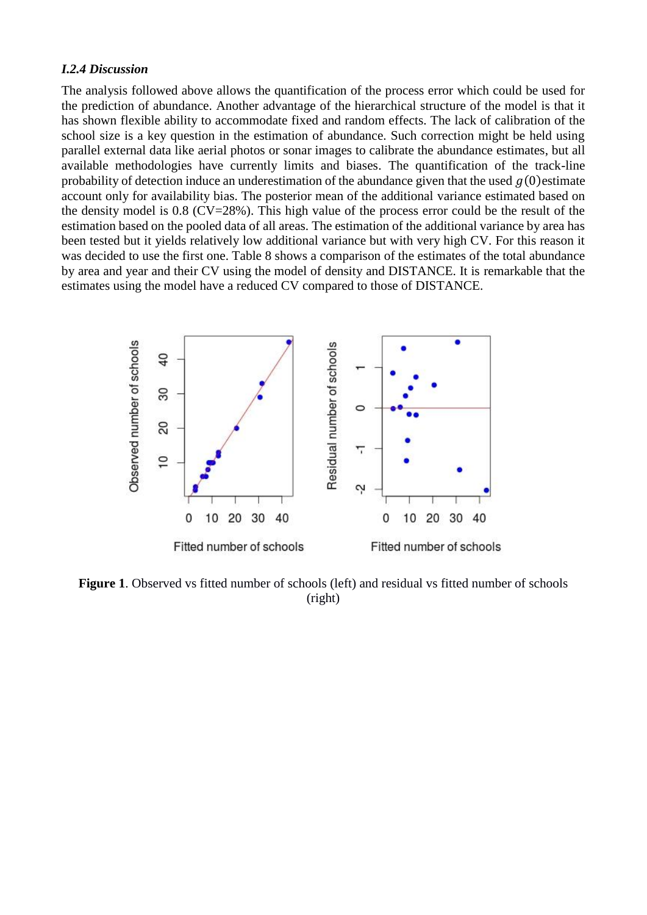### *I.2.4 Discussion*

The analysis followed above allows the quantification of the process error which could be used for the prediction of abundance. Another advantage of the hierarchical structure of the model is that it has shown flexible ability to accommodate fixed and random effects. The lack of calibration of the school size is a key question in the estimation of abundance. Such correction might be held using parallel external data like aerial photos or sonar images to calibrate the abundance estimates, but all available methodologies have currently limits and biases. The quantification of the track-line probability of detection induce an underestimation of the abundance given that the used $g(0)$ estimate account only for availability bias. The posterior mean of the additional variance estimated based on the density model is 0.8 (CV=28%). This high value of the process error could be the result of the estimation based on the pooled data of all areas. The estimation of the additional variance by area has been tested but it yields relatively low additional variance but with very high CV. For this reason it was decided to use the first one. Table 8 shows a comparison of the estimates of the total abundance by area and year and their CV using the model of density and DISTANCE. It is remarkable that the estimates using the model have a reduced CV compared to those of DISTANCE.

**Figure 1**. Observed vs fitted number of schools (left) and residual vs fitted number of schools (right)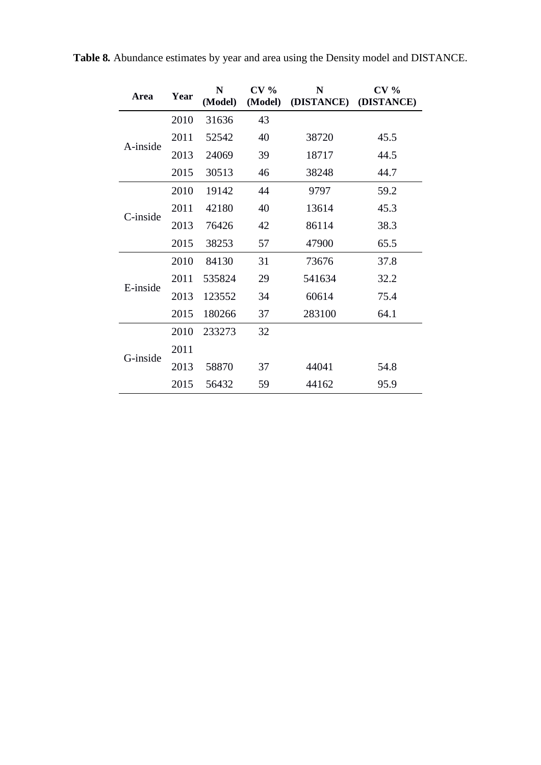**Table 8.** Abundance estimates by year and area using the Density model and DISTANCE.

| Area | Year | N (Model) | CV % (Model) | N (DISTANCE) | CV % (DISTANCE) |
|---|---|---|---|---|---|
| A-inside | 2010 | 31636 | 43 | | |
| | 2011 | 52542 | 40 | 38720 | 45.5 |
| | 2013 | 24069 | 39 | 18717 | 44.5 |
| | 2015 | 30513 | 46 | 38248 | 44.7 |
| C-inside | 2010 | 19142 | 44 | 9797 | 59.2 |
| | 2011 | 42180 | 40 | 13614 | 45.3 |
| | 2013 | 76426 | 42 | 86114 | 38.3 |
| | 2015 | 38253 | 57 | 47900 | 65.5 |
| E-inside | 2010 | 84130 | 31 | 73676 | 37.8 |
| | 2011 | 535824 | 29 | 541634 | 32.2 |
| | 2013 | 123552 | 34 | 60614 | 75.4 |
| | 2015 | 180266 | 37 | 283100 | 64.1 |
| G-inside | 2010 | 233273 | 32 | | |
| | 2011 | | | | |
| | 2013 | 58870 | 37 | 44041 | 54.8 |
| | 2015 | 56432 | 59 | 44162 | 95.9 |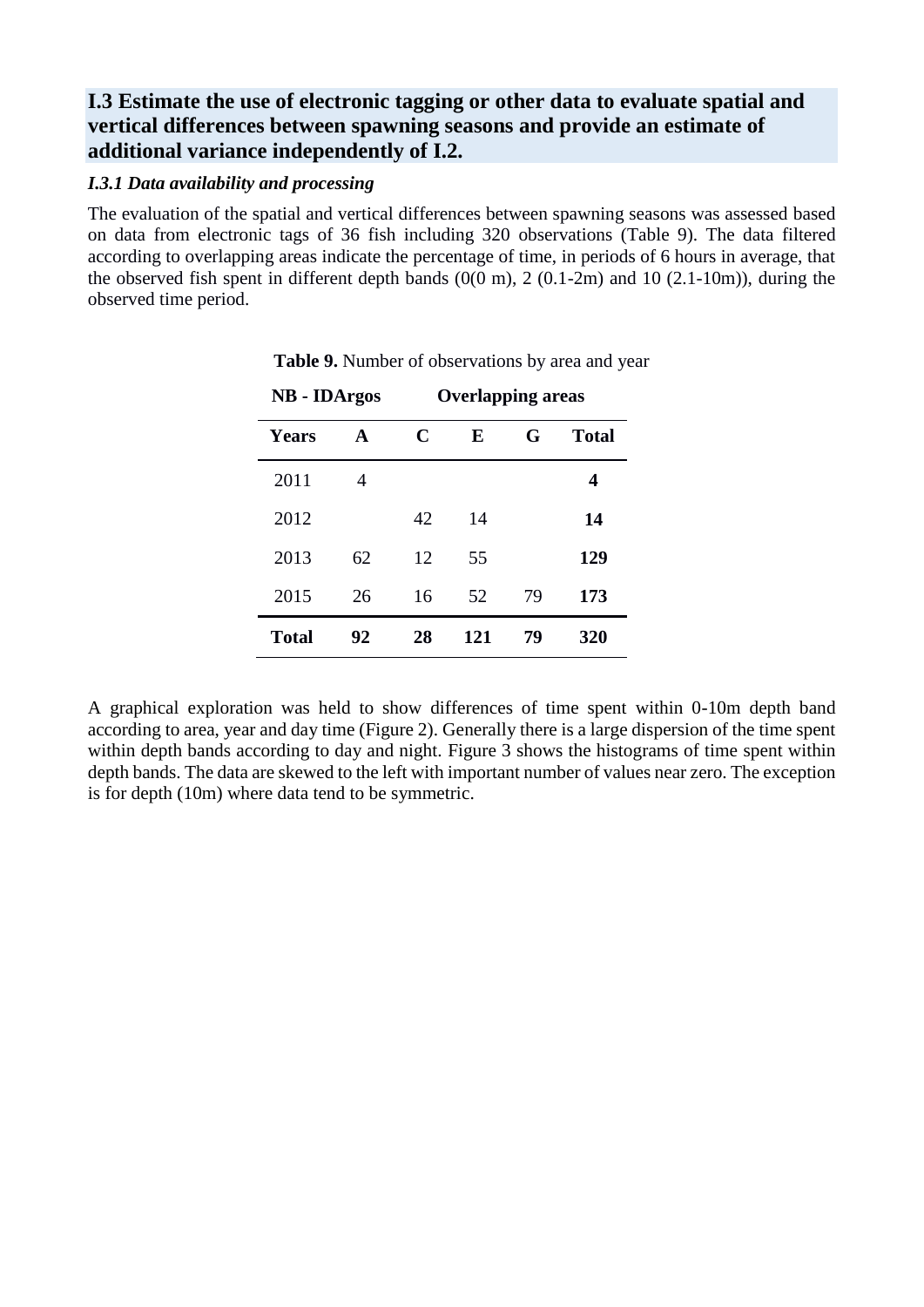## I.3 Estimate the use of electronic tagging or other data to evaluate spatial and vertical differences between spawning seasons and provide an estimate of additional variance independently of I.2.

### *I.3.1 Data availability and processing*

The evaluation of the spatial and vertical differences between spawning seasons was assessed based on data from electronic tags of 36 fish including 320 observations (Table 9). The data filtered according to overlapping areas indicate the percentage of time, in periods of 6 hours in average, that the observed fish spent in different depth bands (0(0 m), 2 (0.1-2m) and 10 (2.1-10m)), during the observed time period.

**Table 9.** Number of observations by area and year

| NB - IDArgos | | Overlapping areas | | | |
|---|---|---|---|---|---|
| **Years** | **A** | **C** | **E** | **G** | **Total** |
| 2011 | 4 | | | | **4** |
| 2012 | | 42 | 14 | | **14** |
| 2013 | 62 | 12 | 55 | | **129** |
| 2015 | 26 | 16 | 52 | 79 | **173** |
| **Total** | **92** | **28** | **121** | **79** | **320** |

A graphical exploration was held to show differences of time spent within 0-10m depth band according to area, year and day time (Figure 2). Generally there is a large dispersion of the time spent within depth bands according to day and night. Figure 3 shows the histograms of time spent within depth bands. The data are skewed to the left with important number of values near zero. The exception is for depth (10m) where data tend to be symmetric.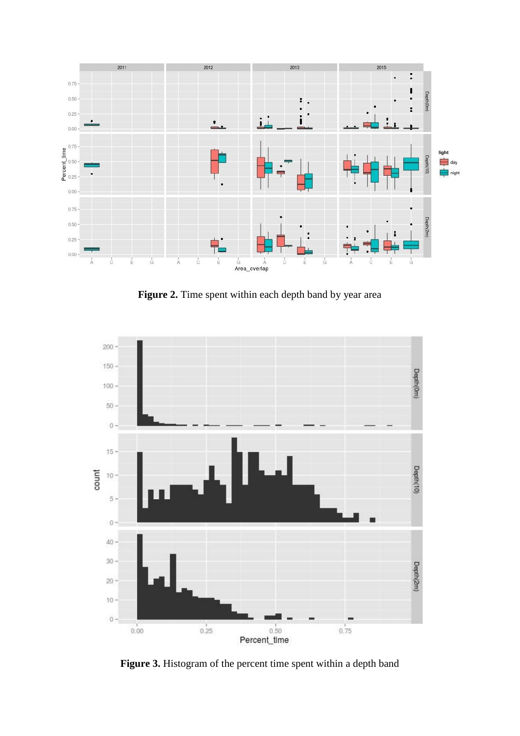**Figure 2.** Time spent within each depth band by year area

**Figure 3.** Histogram of the percent time spent within a depth band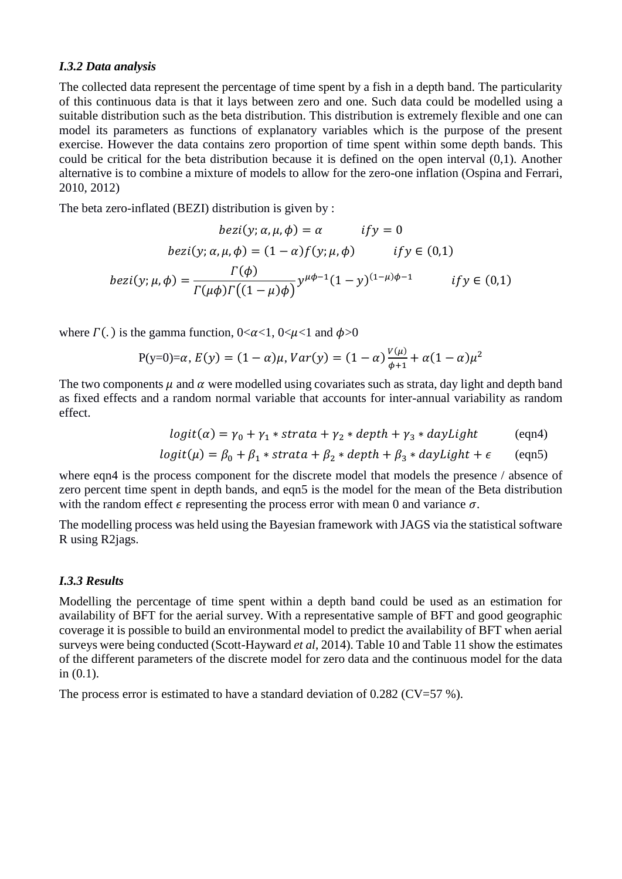### *I.3.2 Data analysis*

The collected data represent the percentage of time spent by a fish in a depth band. The particularity of this continuous data is that it lays between zero and one. Such data could be modelled using a suitable distribution such as the beta distribution. This distribution is extremely flexible and one can model its parameters as functions of explanatory variables which is the purpose of the present exercise. However the data contains zero proportion of time spent within some depth bands. This could be critical for the beta distribution because it is defined on the open interval (0,1). Another alternative is to combine a mixture of models to allow for the zero-one inflation (Ospina and Ferrari, 2010, 2012)

The beta zero-inflated (BEZI) distribution is given by :

$$bezi(y;\alpha,\mu,\phi) = \alpha \qquad if\, y = 0$$

$$bezi(y;\alpha,\mu,\phi) = (1-\alpha)f(y;\mu,\phi) \qquad if\, y \in (0,1)$$

$$bezi(y;\mu,\phi) = \frac{\Gamma(\phi)}{\Gamma(\mu\phi)\Gamma\big((1-\mu)\phi\big)} y^{\mu\phi-1}(1-y)^{(1-\mu)\phi-1} \qquad if\, y \in (0,1)$$

where $\Gamma(.)$ is the gamma function, $0<\alpha<1$, $0<\mu<1$ and $\phi>0$

$$\text{P(y=0)}=\alpha,\ E(y) = (1-\alpha)\mu,\ Var(y) = (1-\alpha)\frac{V(\mu)}{\phi+1} + \alpha(1-\alpha)\mu^2$$

The two components $\mu$ and $\alpha$ were modelled using covariates such as strata, day light and depth band as fixed effects and a random normal variable that accounts for inter-annual variability as random effect.

$$logit(\alpha) = \gamma_0 + \gamma_1 * strata + \gamma_2 * depth + \gamma_3 * dayLight \qquad \text{(eqn4)}$$

$$logit(\mu) = \beta_0 + \beta_1 * strata + \beta_2 * depth + \beta_3 * dayLight + \epsilon \qquad \text{(eqn5)}$$

where eqn4 is the process component for the discrete model that models the presence / absence of zero percent time spent in depth bands, and eqn5 is the model for the mean of the Beta distribution with the random effect $\epsilon$ representing the process error with mean 0 and variance $\sigma$.

The modelling process was held using the Bayesian framework with JAGS via the statistical software R using R2jags.

### *I.3.3 Results*

Modelling the percentage of time spent within a depth band could be used as an estimation for availability of BFT for the aerial survey. With a representative sample of BFT and good geographic coverage it is possible to build an environmental model to predict the availability of BFT when aerial surveys were being conducted (Scott-Hayward *et al*, 2014). Table 10 and Table 11 show the estimates of the different parameters of the discrete model for zero data and the continuous model for the data in (0.1).

The process error is estimated to have a standard deviation of 0.282 (CV=57 %).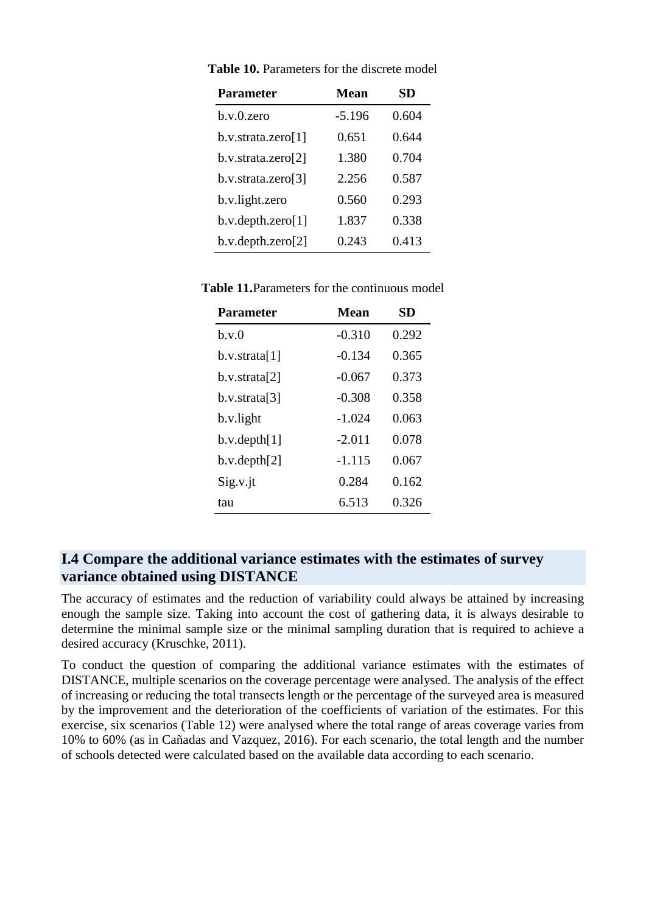**Table 10.** Parameters for the discrete model

| Parameter | Mean | SD |
|---|---|---|
| b.v.0.zero | -5.196 | 0.604 |
| b.v.strata.zero[1] | 0.651 | 0.644 |
| b.v.strata.zero[2] | 1.380 | 0.704 |
| b.v.strata.zero[3] | 2.256 | 0.587 |
| b.v.light.zero | 0.560 | 0.293 |
| b.v.depth.zero[1] | 1.837 | 0.338 |
| b.v.depth.zero[2] | 0.243 | 0.413 |

**Table 11.** Parameters for the continuous model

| Parameter | Mean | SD |
|---|---|---|
| b.v.0 | -0.310 | 0.292 |
| b.v.strata[1] | -0.134 | 0.365 |
| b.v.strata[2] | -0.067 | 0.373 |
| b.v.strata[3] | -0.308 | 0.358 |
| b.v.light | -1.024 | 0.063 |
| b.v.depth[1] | -2.011 | 0.078 |
| b.v.depth[2] | -1.115 | 0.067 |
| Sig.v.jt | 0.284 | 0.162 |
| tau | 6.513 | 0.326 |

## I.4 Compare the additional variance estimates with the estimates of survey variance obtained using DISTANCE

The accuracy of estimates and the reduction of variability could always be attained by increasing enough the sample size. Taking into account the cost of gathering data, it is always desirable to determine the minimal sample size or the minimal sampling duration that is required to achieve a desired accuracy (Kruschke, 2011).

To conduct the question of comparing the additional variance estimates with the estimates of DISTANCE, multiple scenarios on the coverage percentage were analysed. The analysis of the effect of increasing or reducing the total transects length or the percentage of the surveyed area is measured by the improvement and the deterioration of the coefficients of variation of the estimates. For this exercise, six scenarios (Table 12) were analysed where the total range of areas coverage varies from 10% to 60% (as in Cañadas and Vazquez, 2016). For each scenario, the total length and the number of schools detected were calculated based on the available data according to each scenario.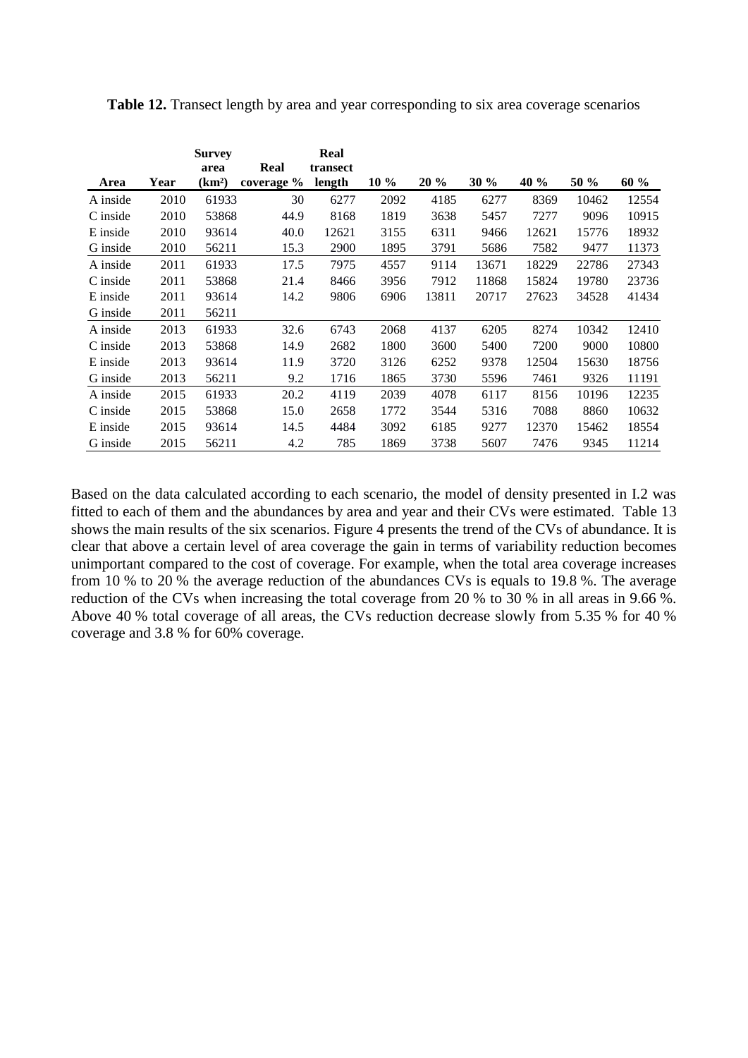**Table 12.** Transect length by area and year corresponding to six area coverage scenarios

| Area | Year | Survey area (km²) | Real coverage % | Real transect length | 10 % | 20 % | 30 % | 40 % | 50 % | 60 % |
|---|---|---|---|---|---|---|---|---|---|---|
| A inside | 2010 | 61933 | 30 | 6277 | 2092 | 4185 | 6277 | 8369 | 10462 | 12554 |
| C inside | 2010 | 53868 | 44.9 | 8168 | 1819 | 3638 | 5457 | 7277 | 9096 | 10915 |
| E inside | 2010 | 93614 | 40.0 | 12621 | 3155 | 6311 | 9466 | 12621 | 15776 | 18932 |
| G inside | 2010 | 56211 | 15.3 | 2900 | 1895 | 3791 | 5686 | 7582 | 9477 | 11373 |
| A inside | 2011 | 61933 | 17.5 | 7975 | 4557 | 9114 | 13671 | 18229 | 22786 | 27343 |
| C inside | 2011 | 53868 | 21.4 | 8466 | 3956 | 7912 | 11868 | 15824 | 19780 | 23736 |
| E inside | 2011 | 93614 | 14.2 | 9806 | 6906 | 13811 | 20717 | 27623 | 34528 | 41434 |
| G inside | 2011 | 56211 | | | | | | | | |
| A inside | 2013 | 61933 | 32.6 | 6743 | 2068 | 4137 | 6205 | 8274 | 10342 | 12410 |
| C inside | 2013 | 53868 | 14.9 | 2682 | 1800 | 3600 | 5400 | 7200 | 9000 | 10800 |
| E inside | 2013 | 93614 | 11.9 | 3720 | 3126 | 6252 | 9378 | 12504 | 15630 | 18756 |
| G inside | 2013 | 56211 | 9.2 | 1716 | 1865 | 3730 | 5596 | 7461 | 9326 | 11191 |
| A inside | 2015 | 61933 | 20.2 | 4119 | 2039 | 4078 | 6117 | 8156 | 10196 | 12235 |
| C inside | 2015 | 53868 | 15.0 | 2658 | 1772 | 3544 | 5316 | 7088 | 8860 | 10632 |
| E inside | 2015 | 93614 | 14.5 | 4484 | 3092 | 6185 | 9277 | 12370 | 15462 | 18554 |
| G inside | 2015 | 56211 | 4.2 | 785 | 1869 | 3738 | 5607 | 7476 | 9345 | 11214 |

Based on the data calculated according to each scenario, the model of density presented in I.2 was fitted to each of them and the abundances by area and year and their CVs were estimated. Table 13 shows the main results of the six scenarios. Figure 4 presents the trend of the CVs of abundance. It is clear that above a certain level of area coverage the gain in terms of variability reduction becomes unimportant compared to the cost of coverage. For example, when the total area coverage increases from 10 % to 20 % the average reduction of the abundances CVs is equals to 19.8 %. The average reduction of the CVs when increasing the total coverage from 20 % to 30 % in all areas in 9.66 %. Above 40 % total coverage of all areas, the CVs reduction decrease slowly from 5.35 % for 40 % coverage and 3.8 % for 60% coverage.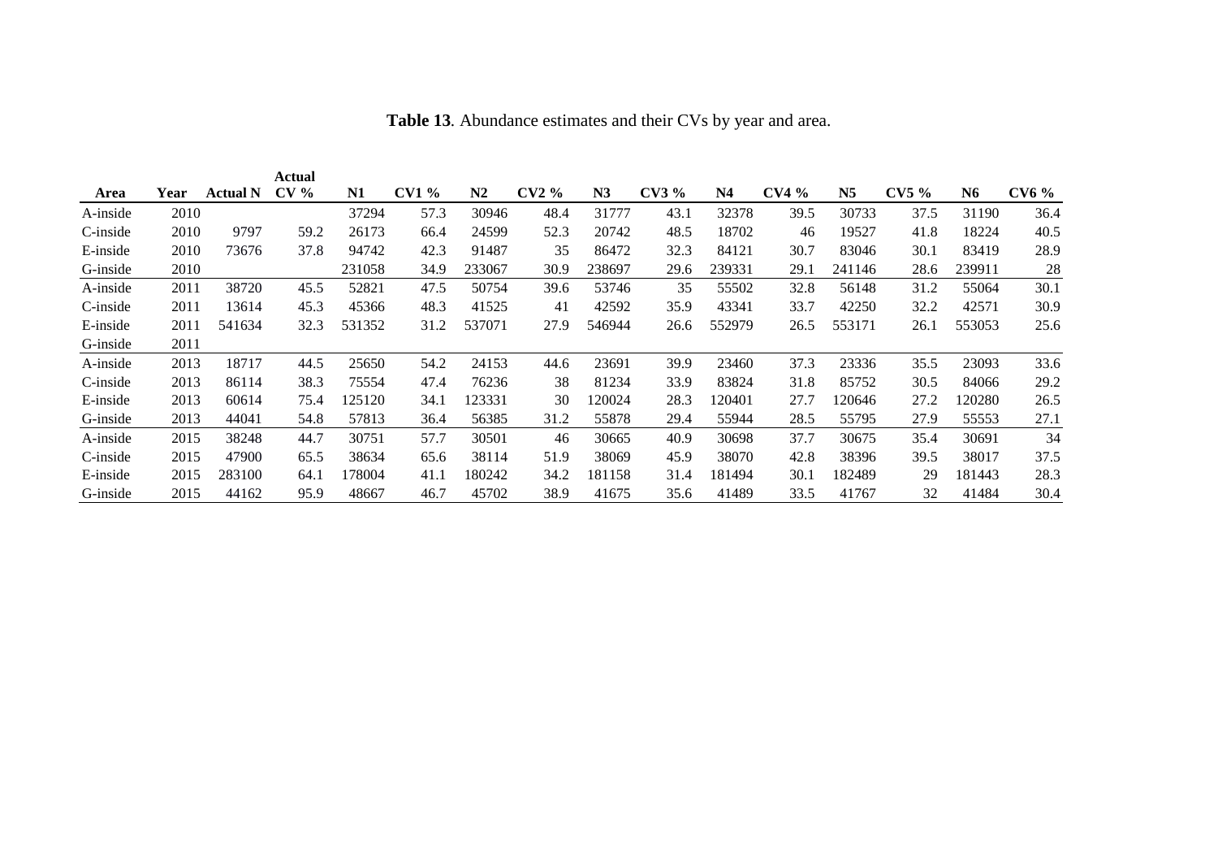**Table 13**. Abundance estimates and their CVs by year and area.

| Area | Year | Actual N | Actual CV % | N1 | CV1 % | N2 | CV2 % | N3 | CV3 % | N4 | CV4 % | N5 | CV5 % | N6 | CV6 % |
|---|---|---|---|---|---|---|---|---|---|---|---|---|---|---|---|
| A-inside | 2010 | | | 37294 | 57.3 | 30946 | 48.4 | 31777 | 43.1 | 32378 | 39.5 | 30733 | 37.5 | 31190 | 36.4 |
| C-inside | 2010 | 9797 | 59.2 | 26173 | 66.4 | 24599 | 52.3 | 20742 | 48.5 | 18702 | 46 | 19527 | 41.8 | 18224 | 40.5 |
| E-inside | 2010 | 73676 | 37.8 | 94742 | 42.3 | 91487 | 35 | 86472 | 32.3 | 84121 | 30.7 | 83046 | 30.1 | 83419 | 28.9 |
| G-inside | 2010 | | | 231058 | 34.9 | 233067 | 30.9 | 238697 | 29.6 | 239331 | 29.1 | 241146 | 28.6 | 239911 | 28 |
| A-inside | 2011 | 38720 | 45.5 | 52821 | 47.5 | 50754 | 39.6 | 53746 | 35 | 55502 | 32.8 | 56148 | 31.2 | 55064 | 30.1 |
| C-inside | 2011 | 13614 | 45.3 | 45366 | 48.3 | 41525 | 41 | 42592 | 35.9 | 43341 | 33.7 | 42250 | 32.2 | 42571 | 30.9 |
| E-inside | 2011 | 541634 | 32.3 | 531352 | 31.2 | 537071 | 27.9 | 546944 | 26.6 | 552979 | 26.5 | 553171 | 26.1 | 553053 | 25.6 |
| G-inside | 2011 | | | | | | | | | | | | | | |
| A-inside | 2013 | 18717 | 44.5 | 25650 | 54.2 | 24153 | 44.6 | 23691 | 39.9 | 23460 | 37.3 | 23336 | 35.5 | 23093 | 33.6 |
| C-inside | 2013 | 86114 | 38.3 | 75554 | 47.4 | 76236 | 38 | 81234 | 33.9 | 83824 | 31.8 | 85752 | 30.5 | 84066 | 29.2 |
| E-inside | 2013 | 60614 | 75.4 | 125120 | 34.1 | 123331 | 30 | 120024 | 28.3 | 120401 | 27.7 | 120646 | 27.2 | 120280 | 26.5 |
| G-inside | 2013 | 44041 | 54.8 | 57813 | 36.4 | 56385 | 31.2 | 55878 | 29.4 | 55944 | 28.5 | 55795 | 27.9 | 55553 | 27.1 |
| A-inside | 2015 | 38248 | 44.7 | 30751 | 57.7 | 30501 | 46 | 30665 | 40.9 | 30698 | 37.7 | 30675 | 35.4 | 30691 | 34 |
| C-inside | 2015 | 47900 | 65.5 | 38634 | 65.6 | 38114 | 51.9 | 38069 | 45.9 | 38070 | 42.8 | 38396 | 39.5 | 38017 | 37.5 |
| E-inside | 2015 | 283100 | 64.1 | 178004 | 41.1 | 180242 | 34.2 | 181158 | 31.4 | 181494 | 30.1 | 182489 | 29 | 181443 | 28.3 |
| G-inside | 2015 | 44162 | 95.9 | 48667 | 46.7 | 45702 | 38.9 | 41675 | 35.6 | 41489 | 33.5 | 41767 | 32 | 41484 | 30.4 |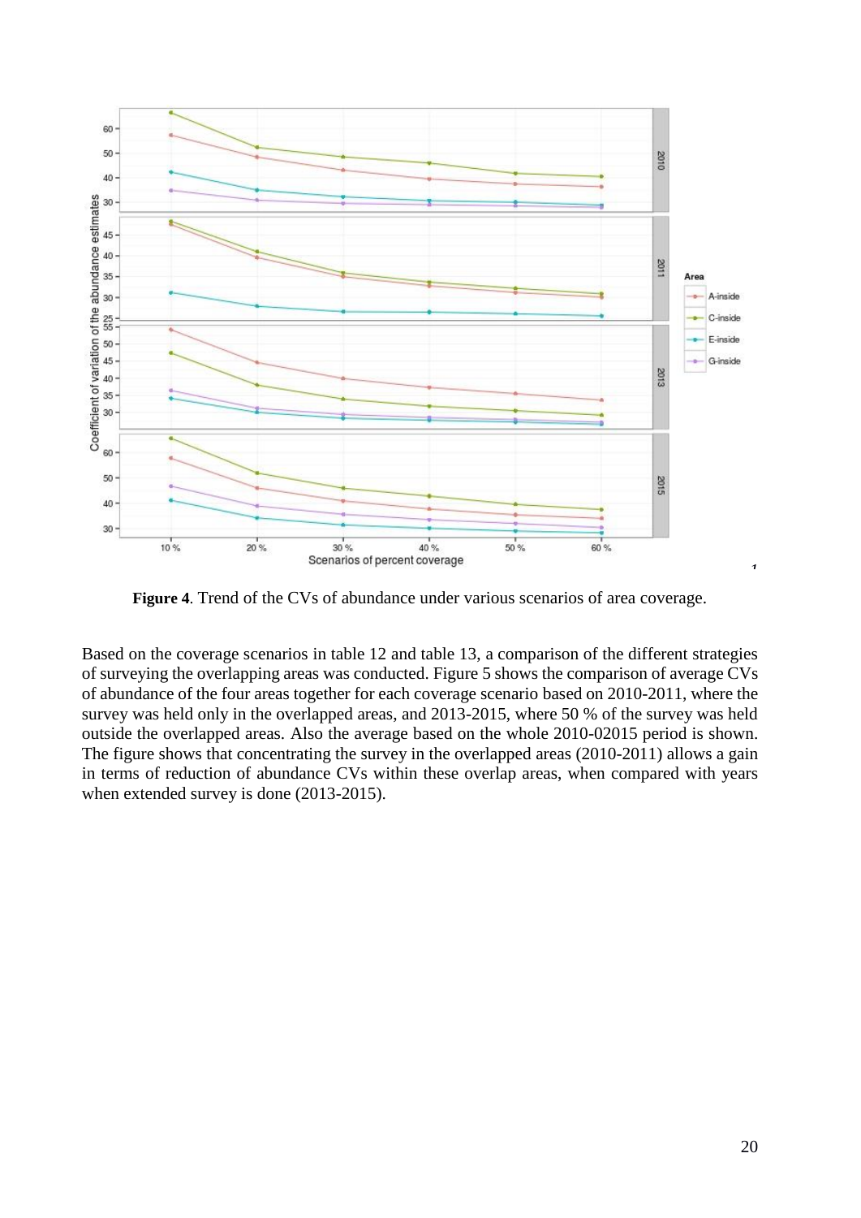**Figure 4**. Trend of the CVs of abundance under various scenarios of area coverage.

Based on the coverage scenarios in table 12 and table 13, a comparison of the different strategies of surveying the overlapping areas was conducted. Figure 5 shows the comparison of average CVs of abundance of the four areas together for each coverage scenario based on 2010-2011, where the survey was held only in the overlapped areas, and 2013-2015, where 50 % of the survey was held outside the overlapped areas. Also the average based on the whole 2010-02015 period is shown. The figure shows that concentrating the survey in the overlapped areas (2010-2011) allows a gain in terms of reduction of abundance CVs within these overlap areas, when compared with years when extended survey is done (2013-2015).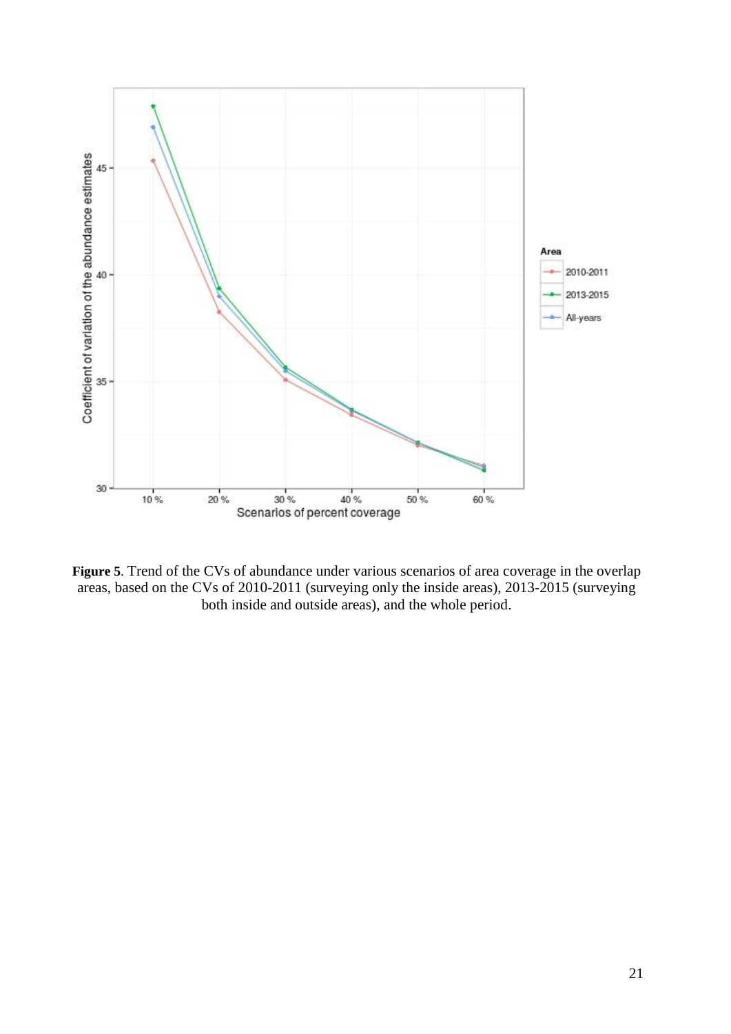**Figure 5**. Trend of the CVs of abundance under various scenarios of area coverage in the overlap areas, based on the CVs of 2010-2011 (surveying only the inside areas), 2013-2015 (surveying both inside and outside areas), and the whole period.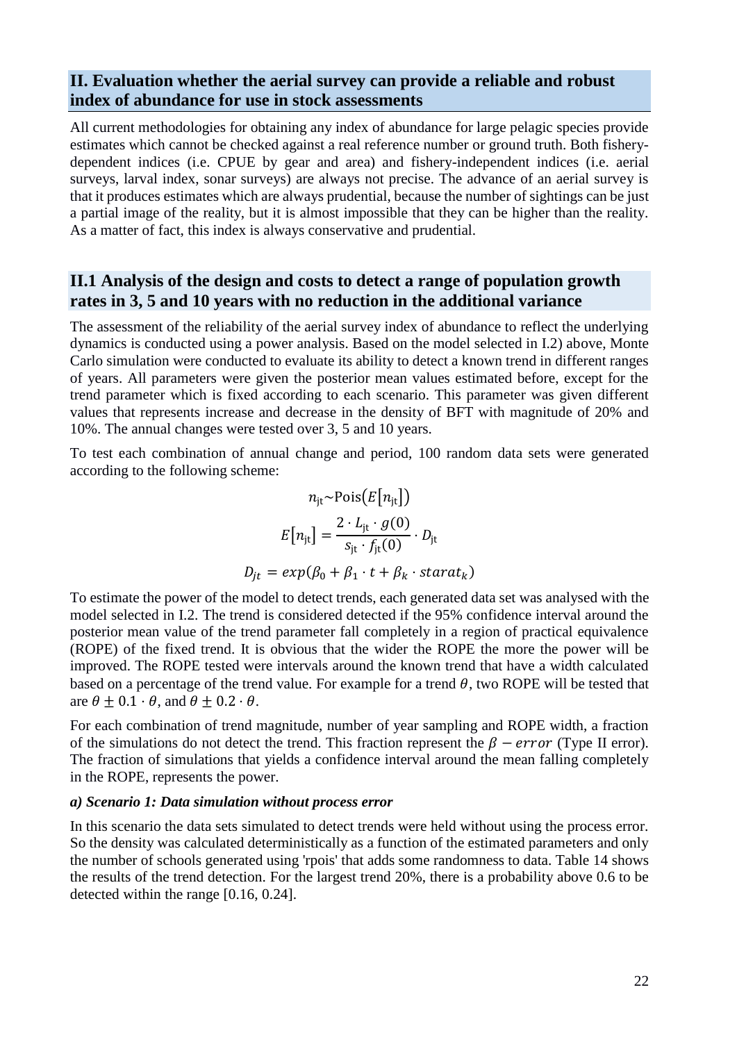## II. Evaluation whether the aerial survey can provide a reliable and robust index of abundance for use in stock assessments

All current methodologies for obtaining any index of abundance for large pelagic species provide estimates which cannot be checked against a real reference number or ground truth. Both fishery-dependent indices (i.e. CPUE by gear and area) and fishery-independent indices (i.e. aerial surveys, larval index, sonar surveys) are always not precise. The advance of an aerial survey is that it produces estimates which are always prudential, because the number of sightings can be just a partial image of the reality, but it is almost impossible that they can be higher than the reality. As a matter of fact, this index is always conservative and prudential.

### II.1 Analysis of the design and costs to detect a range of population growth rates in 3, 5 and 10 years with no reduction in the additional variance

The assessment of the reliability of the aerial survey index of abundance to reflect the underlying dynamics is conducted using a power analysis. Based on the model selected in I.2) above, Monte Carlo simulation were conducted to evaluate its ability to detect a known trend in different ranges of years. All parameters were given the posterior mean values estimated before, except for the trend parameter which is fixed according to each scenario. This parameter was given different values that represents increase and decrease in the density of BFT with magnitude of 20% and 10%. The annual changes were tested over 3, 5 and 10 years.

To test each combination of annual change and period, 100 random data sets were generated according to the following scheme:

$$n_{\mathrm{jt}} \sim \mathrm{Pois}\left(E\left[n_{\mathrm{jt}}\right]\right)$$

$$E\left[n_{\mathrm{jt}}\right] = \frac{2 \cdot L_{\mathrm{jt}} \cdot g(0)}{s_{\mathrm{jt}} \cdot f_{\mathrm{jt}}(0)} \cdot D_{\mathrm{jt}}$$

$$D_{jt} = exp(\beta_0 + \beta_1 \cdot t + \beta_k \cdot starat_k)$$

To estimate the power of the model to detect trends, each generated data set was analysed with the model selected in I.2. The trend is considered detected if the 95% confidence interval around the posterior mean value of the trend parameter fall completely in a region of practical equivalence (ROPE) of the fixed trend. It is obvious that the wider the ROPE the more the power will be improved. The ROPE tested were intervals around the known trend that have a width calculated based on a percentage of the trend value. For example for a trend $\theta$, two ROPE will be tested that are $\theta \pm 0.1 \cdot \theta$, and $\theta \pm 0.2 \cdot \theta$.

For each combination of trend magnitude, number of year sampling and ROPE width, a fraction of the simulations do not detect the trend. This fraction represent the $\beta - error$ (Type II error). The fraction of simulations that yields a confidence interval around the mean falling completely in the ROPE, represents the power.

#### *a) Scenario 1: Data simulation without process error*

In this scenario the data sets simulated to detect trends were held without using the process error. So the density was calculated deterministically as a function of the estimated parameters and only the number of schools generated using 'rpois' that adds some randomness to data. Table 14 shows the results of the trend detection. For the largest trend 20%, there is a probability above 0.6 to be detected within the range [0.16, 0.24].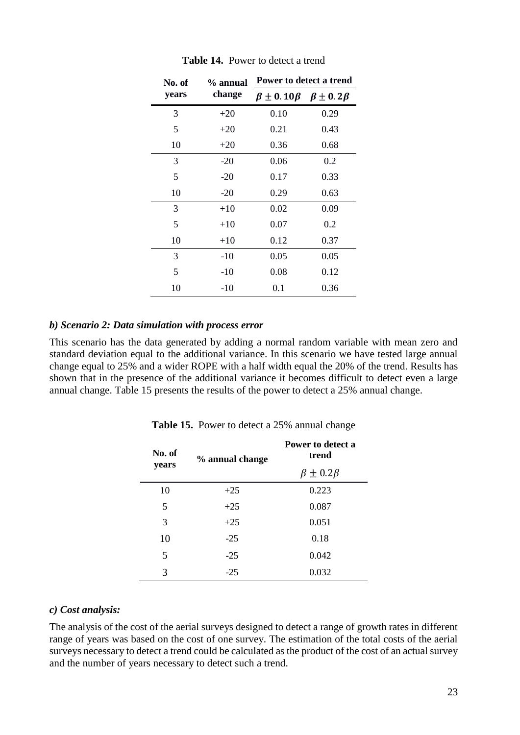**Table 14.** Power to detect a trend

| No. of years | % annual change | Power to detect a trend | |
|---|---|---|---|
| | | $\beta \pm 0.10\beta$ | $\beta \pm 0.2\beta$ |
| 3 | +20 | 0.10 | 0.29 |
| 5 | +20 | 0.21 | 0.43 |
| 10 | +20 | 0.36 | 0.68 |
| 3 | -20 | 0.06 | 0.2 |
| 5 | -20 | 0.17 | 0.33 |
| 10 | -20 | 0.29 | 0.63 |
| 3 | +10 | 0.02 | 0.09 |
| 5 | +10 | 0.07 | 0.2 |
| 10 | +10 | 0.12 | 0.37 |
| 3 | -10 | 0.05 | 0.05 |
| 5 | -10 | 0.08 | 0.12 |
| 10 | -10 | 0.1 | 0.36 |

***b) Scenario 2: Data simulation with process error***

This scenario has the data generated by adding a normal random variable with mean zero and standard deviation equal to the additional variance. In this scenario we have tested large annual change equal to 25% and a wider ROPE with a half width equal the 20% of the trend. Results has shown that in the presence of the additional variance it becomes difficult to detect even a large annual change. Table 15 presents the results of the power to detect a 25% annual change.

**Table 15.** Power to detect a 25% annual change

| No. of years | % annual change | Power to detect a trend |
|---|---|---|
| | | $\beta \pm 0.2\beta$ |
| 10 | +25 | 0.223 |
| 5 | +25 | 0.087 |
| 3 | +25 | 0.051 |
| 10 | -25 | 0.18 |
| 5 | -25 | 0.042 |
| 3 | -25 | 0.032 |

***c) Cost analysis:***

The analysis of the cost of the aerial surveys designed to detect a range of growth rates in different range of years was based on the cost of one survey. The estimation of the total costs of the aerial surveys necessary to detect a trend could be calculated as the product of the cost of an actual survey and the number of years necessary to detect such a trend.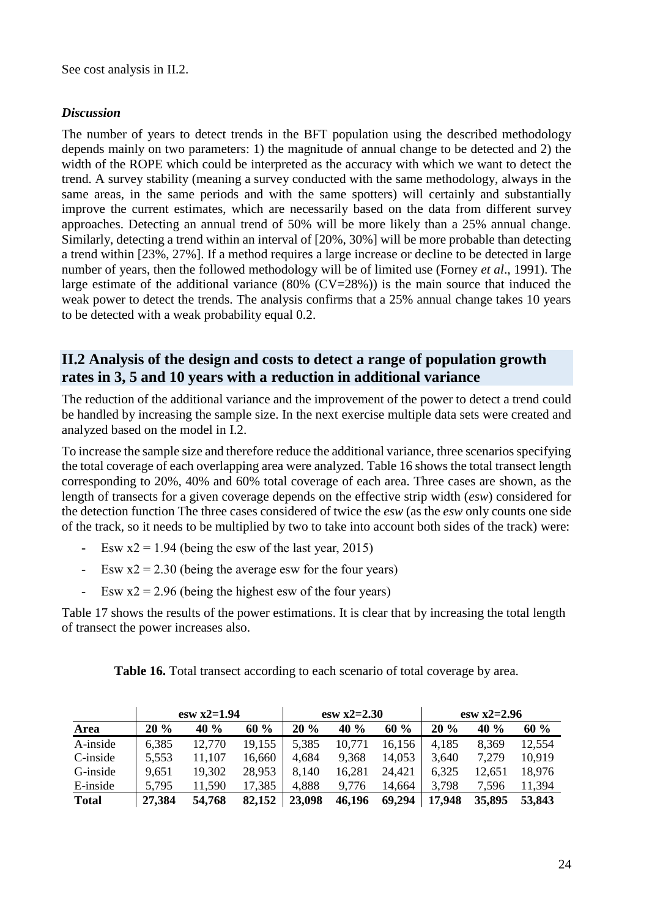See cost analysis in II.2.

### *Discussion*

The number of years to detect trends in the BFT population using the described methodology depends mainly on two parameters: 1) the magnitude of annual change to be detected and 2) the width of the ROPE which could be interpreted as the accuracy with which we want to detect the trend. A survey stability (meaning a survey conducted with the same methodology, always in the same areas, in the same periods and with the same spotters) will certainly and substantially improve the current estimates, which are necessarily based on the data from different survey approaches. Detecting an annual trend of 50% will be more likely than a 25% annual change. Similarly, detecting a trend within an interval of [20%, 30%] will be more probable than detecting a trend within [23%, 27%]. If a method requires a large increase or decline to be detected in large number of years, then the followed methodology will be of limited use (Forney *et al*., 1991). The large estimate of the additional variance (80% (CV=28%)) is the main source that induced the weak power to detect the trends. The analysis confirms that a 25% annual change takes 10 years to be detected with a weak probability equal 0.2.

## II.2 Analysis of the design and costs to detect a range of population growth rates in 3, 5 and 10 years with a reduction in additional variance

The reduction of the additional variance and the improvement of the power to detect a trend could be handled by increasing the sample size. In the next exercise multiple data sets were created and analyzed based on the model in I.2.

To increase the sample size and therefore reduce the additional variance, three scenarios specifying the total coverage of each overlapping area were analyzed. Table 16 shows the total transect length corresponding to 20%, 40% and 60% total coverage of each area. Three cases are shown, as the length of transects for a given coverage depends on the effective strip width (*esw*) considered for the detection function The three cases considered of twice the *esw* (as the *esw* only counts one side of the track, so it needs to be multiplied by two to take into account both sides of the track) were:

- Esw x2 = 1.94 (being the esw of the last year, 2015)
- Esw x2 = 2.30 (being the average esw for the four years)
- Esw x2 = 2.96 (being the highest esw of the four years)

Table 17 shows the results of the power estimations. It is clear that by increasing the total length of transect the power increases also.

**Table 16.** Total transect according to each scenario of total coverage by area.

| | esw x2=1.94 | | | esw x2=2.30 | | | esw x2=2.96 | | |
|---|---|---|---|---|---|---|---|---|---|
| **Area** | **20 %** | **40 %** | **60 %** | **20 %** | **40 %** | **60 %** | **20 %** | **40 %** | **60 %** |
| A-inside | 6,385 | 12,770 | 19,155 | 5,385 | 10,771 | 16,156 | 4,185 | 8,369 | 12,554 |
| C-inside | 5,553 | 11,107 | 16,660 | 4,684 | 9,368 | 14,053 | 3,640 | 7,279 | 10,919 |
| G-inside | 9,651 | 19,302 | 28,953 | 8,140 | 16,281 | 24,421 | 6,325 | 12,651 | 18,976 |
| E-inside | 5,795 | 11,590 | 17,385 | 4,888 | 9,776 | 14,664 | 3,798 | 7,596 | 11,394 |
| **Total** | **27,384** | **54,768** | **82,152** | **23,098** | **46,196** | **69,294** | **17,948** | **35,895** | **53,843** |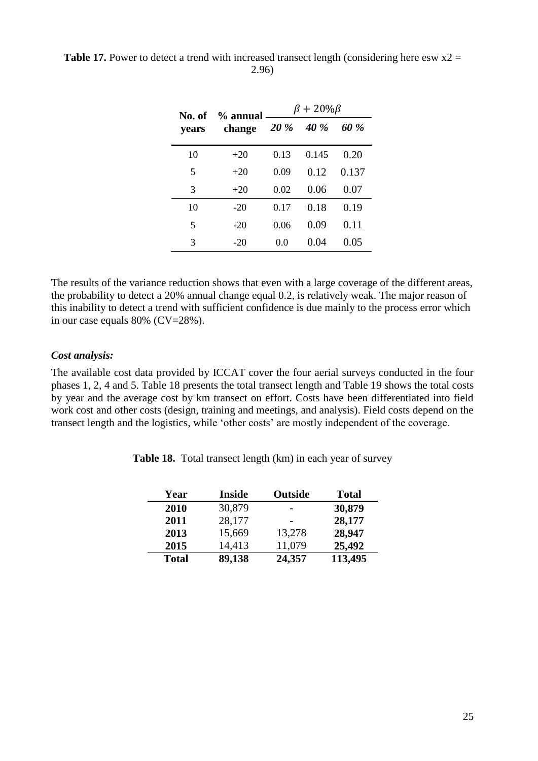**Table 17.** Power to detect a trend with increased transect length (considering here esw x2 = 2.96)

| No. of years | % annual change | $\beta + 20\%\beta$ | | |
|---|---|---|---|---|
| | | *20 %* | *40 %* | *60 %* |
| 10 | +20 | 0.13 | 0.145 | 0.20 |
| 5 | +20 | 0.09 | 0.12 | 0.137 |
| 3 | +20 | 0.02 | 0.06 | 0.07 |
| 10 | -20 | 0.17 | 0.18 | 0.19 |
| 5 | -20 | 0.06 | 0.09 | 0.11 |
| 3 | -20 | 0.0 | 0.04 | 0.05 |

The results of the variance reduction shows that even with a large coverage of the different areas, the probability to detect a 20% annual change equal 0.2, is relatively weak. The major reason of this inability to detect a trend with sufficient confidence is due mainly to the process error which in our case equals 80% (CV=28%).

### *Cost analysis:*

The available cost data provided by ICCAT cover the four aerial surveys conducted in the four phases 1, 2, 4 and 5. Table 18 presents the total transect length and Table 19 shows the total costs by year and the average cost by km transect on effort. Costs have been differentiated into field work cost and other costs (design, training and meetings, and analysis). Field costs depend on the transect length and the logistics, while 'other costs' are mostly independent of the coverage.

**Table 18.** Total transect length (km) in each year of survey

| Year | Inside | Outside | Total |
|---|---|---|---|
| **2010** | 30,879 | - | **30,879** |
| **2011** | 28,177 | - | **28,177** |
| **2013** | 15,669 | 13,278 | **28,947** |
| **2015** | 14,413 | 11,079 | **25,492** |
| **Total** | **89,138** | **24,357** | **113,495** |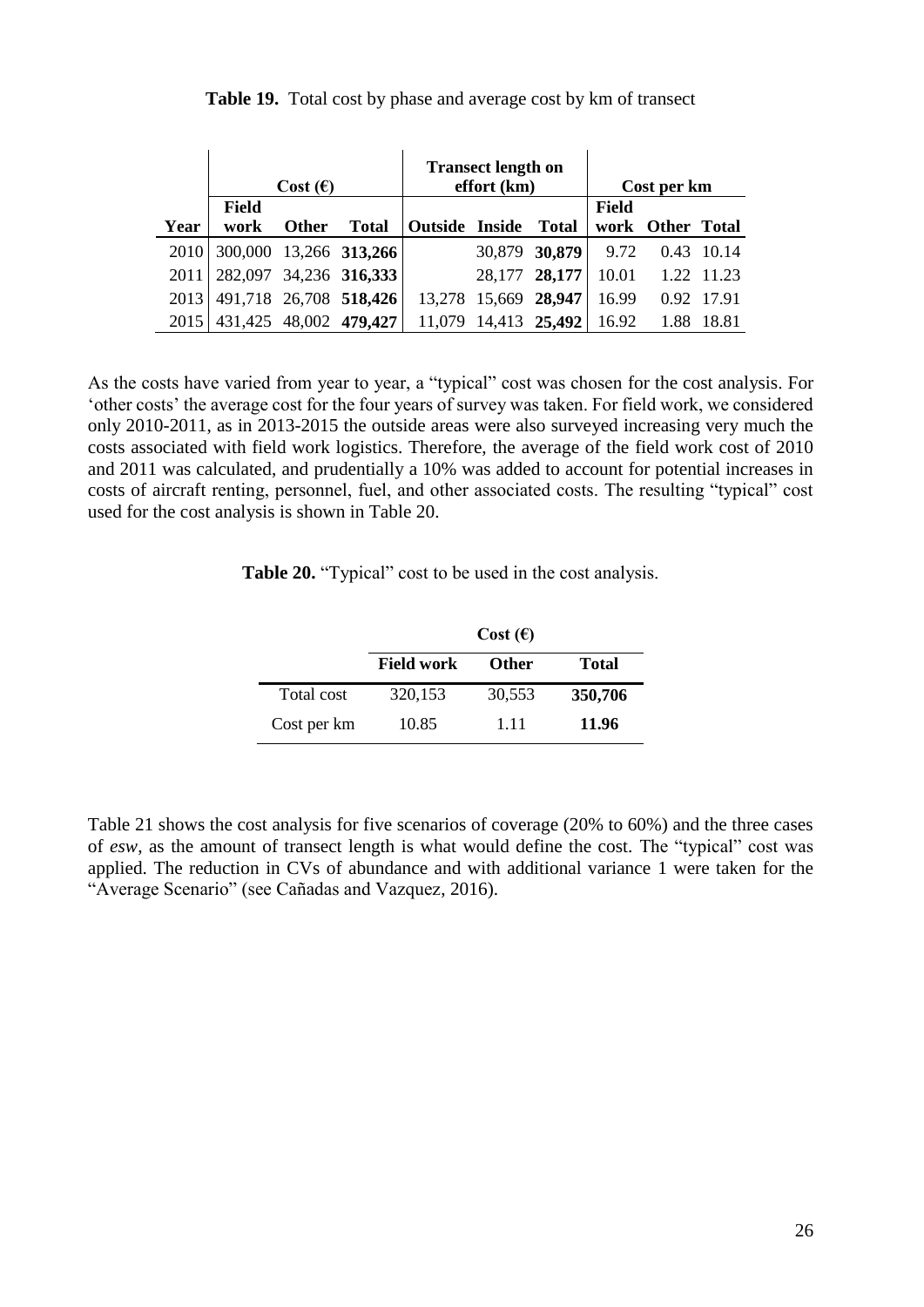**Table 19.** Total cost by phase and average cost by km of transect

| | Cost (€) | | | Transect length on effort (km) | | | Cost per km | | |
|---|---|---|---|---|---|---|---|---|---|
| Year | Field work | Other | Total | Outside | Inside | Total | Field work | Other | Total |
| 2010 | 300,000 | 13,266 | **313,266** | | 30,879 | **30,879** | 9.72 | 0.43 | 10.14 |
| 2011 | 282,097 | 34,236 | **316,333** | | 28,177 | **28,177** | 10.01 | 1.22 | 11.23 |
| 2013 | 491,718 | 26,708 | **518,426** | 13,278 | 15,669 | **28,947** | 16.99 | 0.92 | 17.91 |
| 2015 | 431,425 | 48,002 | **479,427** | 11,079 | 14,413 | **25,492** | 16.92 | 1.88 | 18.81 |

As the costs have varied from year to year, a "typical" cost was chosen for the cost analysis. For 'other costs' the average cost for the four years of survey was taken. For field work, we considered only 2010-2011, as in 2013-2015 the outside areas were also surveyed increasing very much the costs associated with field work logistics. Therefore, the average of the field work cost of 2010 and 2011 was calculated, and prudentially a 10% was added to account for potential increases in costs of aircraft renting, personnel, fuel, and other associated costs. The resulting "typical" cost used for the cost analysis is shown in Table 20.

**Table 20.** "Typical" cost to be used in the cost analysis.

| | Cost (€) | | |
|---|---|---|---|
| | **Field work** | **Other** | **Total** |
| Total cost | 320,153 | 30,553 | **350,706** |
| Cost per km | 10.85 | 1.11 | **11.96** |

Table 21 shows the cost analysis for five scenarios of coverage (20% to 60%) and the three cases of *esw*, as the amount of transect length is what would define the cost. The "typical" cost was applied. The reduction in CVs of abundance and with additional variance 1 were taken for the "Average Scenario" (see Cañadas and Vazquez, 2016).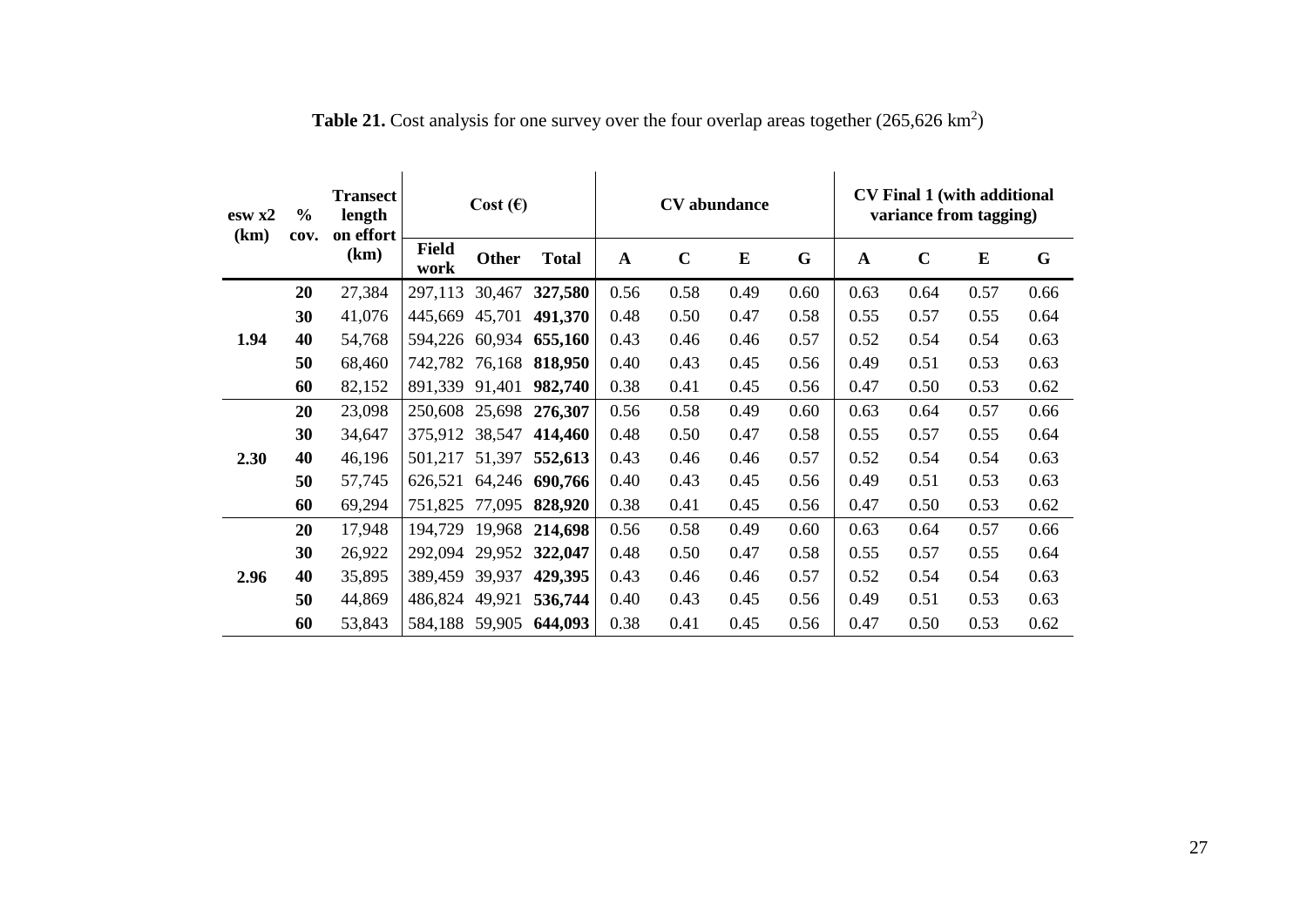**Table 21.** Cost analysis for one survey over the four overlap areas together (265,626 km$^2$)

| esw x2 (km) | % cov. | Transect length on effort (km) | Cost (€) | | | CV abundance | | | | CV Final 1 (with additional variance from tagging) | | | |
|---|---|---|---|---|---|---|---|---|---|---|---|---|---|
| | | | Field work | Other | Total | A | C | E | G | A | C | E | G |
| **1.94** | **20** | 27,384 | 297,113 | 30,467 | **327,580** | 0.56 | 0.58 | 0.49 | 0.60 | 0.63 | 0.64 | 0.57 | 0.66 |
| | **30** | 41,076 | 445,669 | 45,701 | **491,370** | 0.48 | 0.50 | 0.47 | 0.58 | 0.55 | 0.57 | 0.55 | 0.64 |
| | **40** | 54,768 | 594,226 | 60,934 | **655,160** | 0.43 | 0.46 | 0.46 | 0.57 | 0.52 | 0.54 | 0.54 | 0.63 |
| | **50** | 68,460 | 742,782 | 76,168 | **818,950** | 0.40 | 0.43 | 0.45 | 0.56 | 0.49 | 0.51 | 0.53 | 0.63 |
| | **60** | 82,152 | 891,339 | 91,401 | **982,740** | 0.38 | 0.41 | 0.45 | 0.56 | 0.47 | 0.50 | 0.53 | 0.62 |
| **2.30** | **20** | 23,098 | 250,608 | 25,698 | **276,307** | 0.56 | 0.58 | 0.49 | 0.60 | 0.63 | 0.64 | 0.57 | 0.66 |
| | **30** | 34,647 | 375,912 | 38,547 | **414,460** | 0.48 | 0.50 | 0.47 | 0.58 | 0.55 | 0.57 | 0.55 | 0.64 |
| | **40** | 46,196 | 501,217 | 51,397 | **552,613** | 0.43 | 0.46 | 0.46 | 0.57 | 0.52 | 0.54 | 0.54 | 0.63 |
| | **50** | 57,745 | 626,521 | 64,246 | **690,766** | 0.40 | 0.43 | 0.45 | 0.56 | 0.49 | 0.51 | 0.53 | 0.63 |
| | **60** | 69,294 | 751,825 | 77,095 | **828,920** | 0.38 | 0.41 | 0.45 | 0.56 | 0.47 | 0.50 | 0.53 | 0.62 |
| **2.96** | **20** | 17,948 | 194,729 | 19,968 | **214,698** | 0.56 | 0.58 | 0.49 | 0.60 | 0.63 | 0.64 | 0.57 | 0.66 |
| | **30** | 26,922 | 292,094 | 29,952 | **322,047** | 0.48 | 0.50 | 0.47 | 0.58 | 0.55 | 0.57 | 0.55 | 0.64 |
| | **40** | 35,895 | 389,459 | 39,937 | **429,395** | 0.43 | 0.46 | 0.46 | 0.57 | 0.52 | 0.54 | 0.54 | 0.63 |
| | **50** | 44,869 | 486,824 | 49,921 | **536,744** | 0.40 | 0.43 | 0.45 | 0.56 | 0.49 | 0.51 | 0.53 | 0.63 |
| | **60** | 53,843 | 584,188 | 59,905 | **644,093** | 0.38 | 0.41 | 0.45 | 0.56 | 0.47 | 0.50 | 0.53 | 0.62 |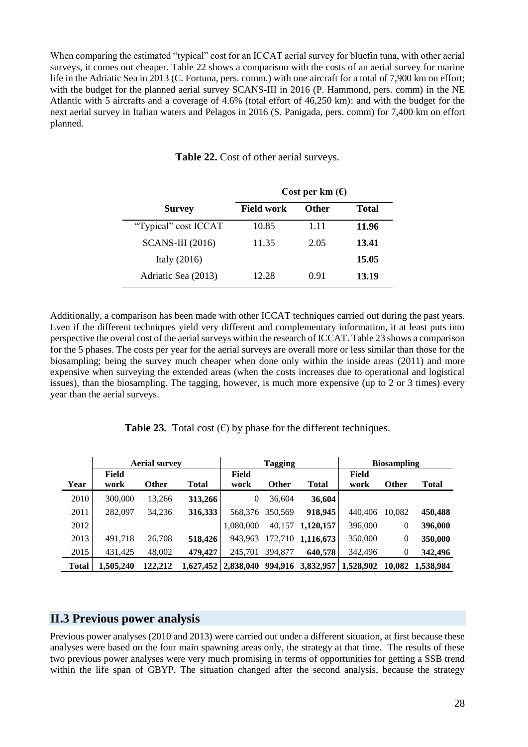When comparing the estimated "typical" cost for an ICCAT aerial survey for bluefin tuna, with other aerial surveys, it comes out cheaper. Table 22 shows a comparison with the costs of an aerial survey for marine life in the Adriatic Sea in 2013 (C. Fortuna, pers. comm.) with one aircraft for a total of 7,900 km on effort; with the budget for the planned aerial survey SCANS-III in 2016 (P. Hammond, pers. comm) in the NE Atlantic with 5 aircrafts and a coverage of 4.6% (total effort of 46,250 km): and with the budget for the next aerial survey in Italian waters and Pelagos in 2016 (S. Panigada, pers. comm) for 7,400 km on effort planned.

**Table 22.** Cost of other aerial surveys.

| | Cost per km (€) | | |
|---|---|---|---|
| **Survey** | **Field work** | **Other** | **Total** |
| "Typical" cost ICCAT | 10.85 | 1.11 | **11.96** |
| SCANS-III (2016) | 11.35 | 2.05 | **13.41** |
| Italy (2016) | | | **15.05** |
| Adriatic Sea (2013) | 12.28 | 0.91 | **13.19** |

Additionally, a comparison has been made with other ICCAT techniques carried out during the past years. Even if the different techniques yield very different and complementary information, it at least puts into perspective the overal cost of the aerial surveys within the research of ICCAT. Table 23 shows a comparison for the 5 phases. The costs per year for the aerial surveys are overall more or less similar than those for the biosampling; being the survey much cheaper when done only within the inside areas (2011) and more expensive when surveying the extended areas (when the costs increases due to operational and logistical issues), than the biosampling. The tagging, however, is much more expensive (up to 2 or 3 times) every year than the aerial surveys.

**Table 23.** Total cost (€) by phase for the different techniques.

| | Aerial survey | | | Tagging | | | Biosampling | | |
|---|---|---|---|---|---|---|---|---|---|
| **Year** | **Field work** | **Other** | **Total** | **Field work** | **Other** | **Total** | **Field work** | **Other** | **Total** |
| 2010 | 300,000 | 13,266 | **313,266** | 0 | 36,604 | **36,604** | | | |
| 2011 | 282,097 | 34,236 | **316,333** | 568,376 | 350,569 | **918,945** | 440,406 | 10,082 | **450,488** |
| 2012 | | | | 1,080,000 | 40,157 | **1,120,157** | 396,000 | 0 | **396,000** |
| 2013 | 491,718 | 26,708 | **518,426** | 943,963 | 172,710 | **1,116,673** | 350,000 | 0 | **350,000** |
| 2015 | 431,425 | 48,002 | **479,427** | 245,701 | 394,877 | **640,578** | 342,496 | 0 | **342,496** |
| **Total** | **1,505,240** | **122,212** | **1,627,452** | **2,838,040** | **994,916** | **3,832,957** | **1,528,902** | **10,082** | **1,538,984** |

## II.3 Previous power analysis

Previous power analyses (2010 and 2013) were carried out under a different situation, at first because these analyses were based on the four main spawning areas only, the strategy at that time. The results of these two previous power analyses were very much promising in terms of opportunities for getting a SSB trend within the life span of GBYP. The situation changed after the second analysis, because the strategy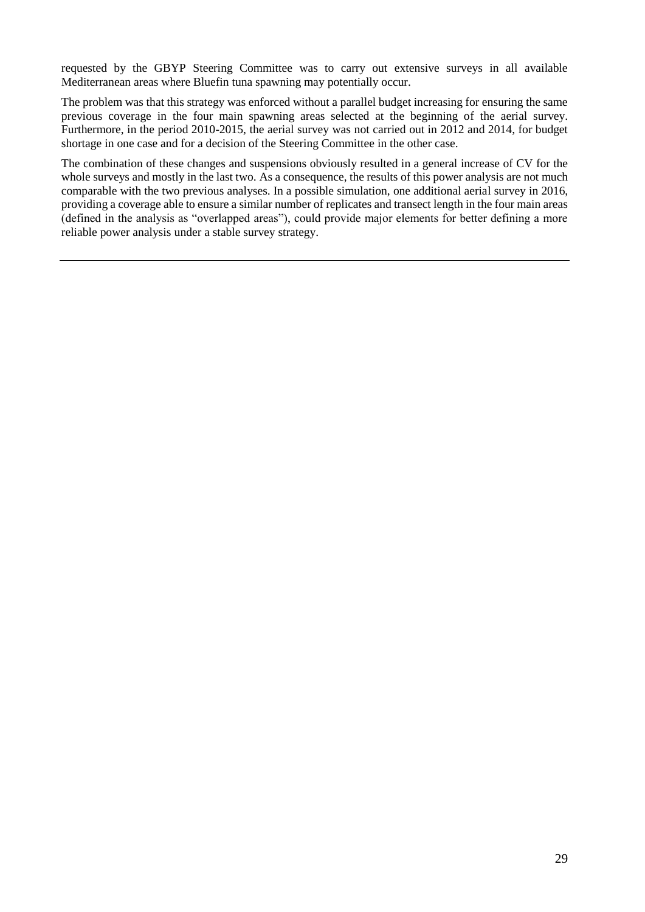requested by the GBYP Steering Committee was to carry out extensive surveys in all available Mediterranean areas where Bluefin tuna spawning may potentially occur.

The problem was that this strategy was enforced without a parallel budget increasing for ensuring the same previous coverage in the four main spawning areas selected at the beginning of the aerial survey. Furthermore, in the period 2010-2015, the aerial survey was not carried out in 2012 and 2014, for budget shortage in one case and for a decision of the Steering Committee in the other case.

The combination of these changes and suspensions obviously resulted in a general increase of CV for the whole surveys and mostly in the last two. As a consequence, the results of this power analysis are not much comparable with the two previous analyses. In a possible simulation, one additional aerial survey in 2016, providing a coverage able to ensure a similar number of replicates and transect length in the four main areas (defined in the analysis as "overlapped areas"), could provide major elements for better defining a more reliable power analysis under a stable survey strategy.

---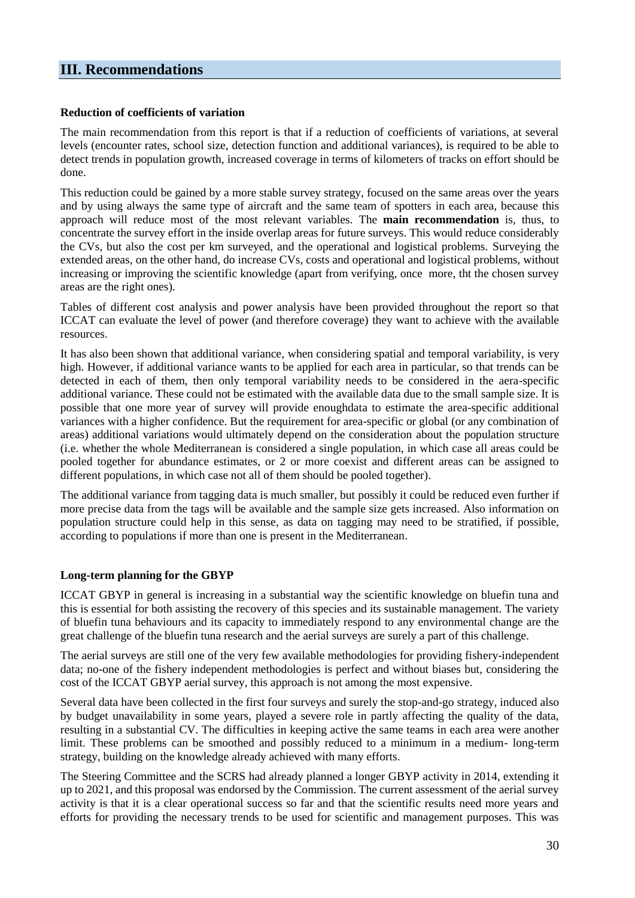## III. Recommendations

**Reduction of coefficients of variation**

The main recommendation from this report is that if a reduction of coefficients of variations, at several levels (encounter rates, school size, detection function and additional variances), is required to be able to detect trends in population growth, increased coverage in terms of kilometers of tracks on effort should be done.

This reduction could be gained by a more stable survey strategy, focused on the same areas over the years and by using always the same type of aircraft and the same team of spotters in each area, because this approach will reduce most of the most relevant variables. The **main recommendation** is, thus, to concentrate the survey effort in the inside overlap areas for future surveys. This would reduce considerably the CVs, but also the cost per km surveyed, and the operational and logistical problems. Surveying the extended areas, on the other hand, do increase CVs, costs and operational and logistical problems, without increasing or improving the scientific knowledge (apart from verifying, once more, tht the chosen survey areas are the right ones).

Tables of different cost analysis and power analysis have been provided throughout the report so that ICCAT can evaluate the level of power (and therefore coverage) they want to achieve with the available resources.

It has also been shown that additional variance, when considering spatial and temporal variability, is very high. However, if additional variance wants to be applied for each area in particular, so that trends can be detected in each of them, then only temporal variability needs to be considered in the aera-specific additional variance. These could not be estimated with the available data due to the small sample size. It is possible that one more year of survey will provide enoughdata to estimate the area-specific additional variances with a higher confidence. But the requirement for area-specific or global (or any combination of areas) additional variations would ultimately depend on the consideration about the population structure (i.e. whether the whole Mediterranean is considered a single population, in which case all areas could be pooled together for abundance estimates, or 2 or more coexist and different areas can be assigned to different populations, in which case not all of them should be pooled together).

The additional variance from tagging data is much smaller, but possibly it could be reduced even further if more precise data from the tags will be available and the sample size gets increased. Also information on population structure could help in this sense, as data on tagging may need to be stratified, if possible, according to populations if more than one is present in the Mediterranean.

**Long-term planning for the GBYP**

ICCAT GBYP in general is increasing in a substantial way the scientific knowledge on bluefin tuna and this is essential for both assisting the recovery of this species and its sustainable management. The variety of bluefin tuna behaviours and its capacity to immediately respond to any environmental change are the great challenge of the bluefin tuna research and the aerial surveys are surely a part of this challenge.

The aerial surveys are still one of the very few available methodologies for providing fishery-independent data; no-one of the fishery independent methodologies is perfect and without biases but, considering the cost of the ICCAT GBYP aerial survey, this approach is not among the most expensive.

Several data have been collected in the first four surveys and surely the stop-and-go strategy, induced also by budget unavailability in some years, played a severe role in partly affecting the quality of the data, resulting in a substantial CV. The difficulties in keeping active the same teams in each area were another limit. These problems can be smoothed and possibly reduced to a minimum in a medium- long-term strategy, building on the knowledge already achieved with many efforts.

The Steering Committee and the SCRS had already planned a longer GBYP activity in 2014, extending it up to 2021, and this proposal was endorsed by the Commission. The current assessment of the aerial survey activity is that it is a clear operational success so far and that the scientific results need more years and efforts for providing the necessary trends to be used for scientific and management purposes. This was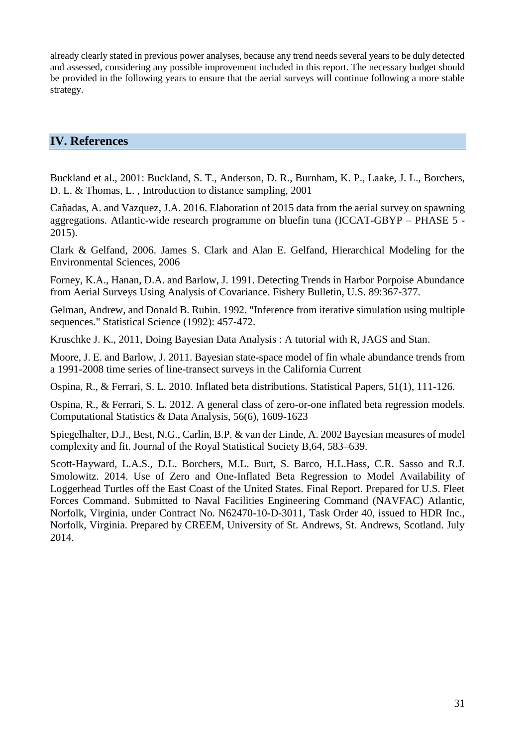already clearly stated in previous power analyses, because any trend needs several years to be duly detected and assessed, considering any possible improvement included in this report. The necessary budget should be provided in the following years to ensure that the aerial surveys will continue following a more stable strategy.

## IV. References

Buckland et al., 2001: Buckland, S. T., Anderson, D. R., Burnham, K. P., Laake, J. L., Borchers, D. L. & Thomas, L. , Introduction to distance sampling, 2001

Cañadas, A. and Vazquez, J.A. 2016. Elaboration of 2015 data from the aerial survey on spawning aggregations. Atlantic-wide research programme on bluefin tuna (ICCAT-GBYP – PHASE 5 - 2015).

Clark & Gelfand, 2006. James S. Clark and Alan E. Gelfand, Hierarchical Modeling for the Environmental Sciences, 2006

Forney, K.A., Hanan, D.A. and Barlow, J. 1991. Detecting Trends in Harbor Porpoise Abundance from Aerial Surveys Using Analysis of Covariance. Fishery Bulletin, U.S. 89:367-377.

Gelman, Andrew, and Donald B. Rubin. 1992. "Inference from iterative simulation using multiple sequences." Statistical Science (1992): 457-472.

Kruschke J. K., 2011, Doing Bayesian Data Analysis : A tutorial with R, JAGS and Stan.

Moore, J. E. and Barlow, J. 2011. Bayesian state-space model of fin whale abundance trends from a 1991-2008 time series of line-transect surveys in the California Current

Ospina, R., & Ferrari, S. L. 2010. Inflated beta distributions. Statistical Papers, 51(1), 111-126.

Ospina, R., & Ferrari, S. L. 2012. A general class of zero-or-one inflated beta regression models. Computational Statistics & Data Analysis, 56(6), 1609-1623

Spiegelhalter, D.J., Best, N.G., Carlin, B.P. & van der Linde, A. 2002 Bayesian measures of model complexity and fit. Journal of the Royal Statistical Society B,64, 583–639.

Scott-Hayward, L.A.S., D.L. Borchers, M.L. Burt, S. Barco, H.L.Hass, C.R. Sasso and R.J. Smolowitz. 2014. Use of Zero and One-Inflated Beta Regression to Model Availability of Loggerhead Turtles off the East Coast of the United States. Final Report. Prepared for U.S. Fleet Forces Command. Submitted to Naval Facilities Engineering Command (NAVFAC) Atlantic, Norfolk, Virginia, under Contract No. N62470-10-D-3011, Task Order 40, issued to HDR Inc., Norfolk, Virginia. Prepared by CREEM, University of St. Andrews, St. Andrews, Scotland. July 2014.